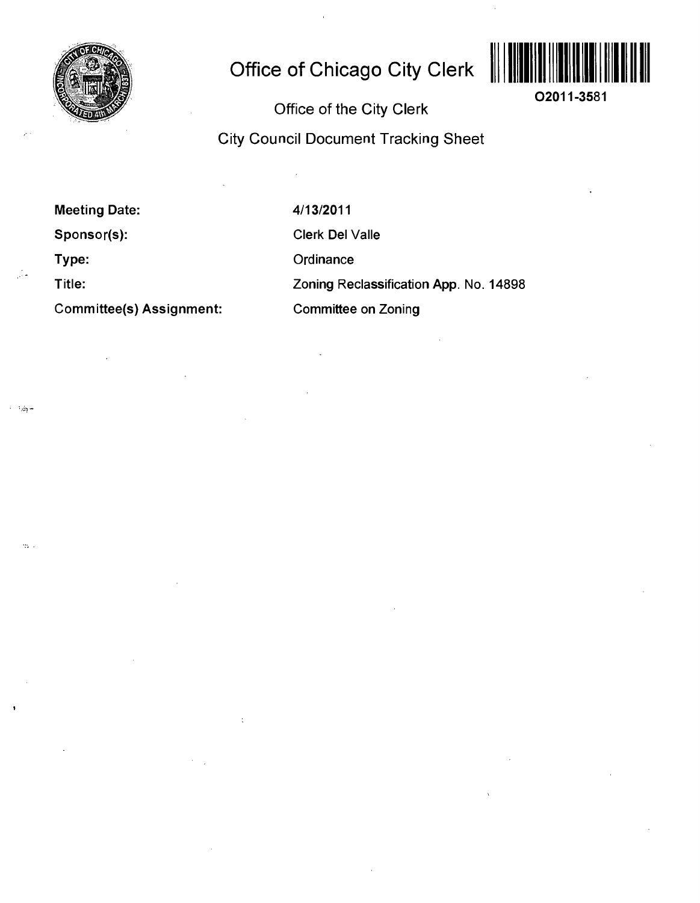# Office of Chicago City Clerk

O2011-3581

## Office of the City Clerk

## City Council Document Tracking Sheet

| | |
|---|---|
| **Meeting Date:** | 4/13/2011 |
| **Sponsor(s):** | Clerk Del Valle |
| **Type:** | Ordinance |
| **Title:** | Zoning Reclassification App. No. 14898 |
| **Committee(s) Assignment:** | Committee on Zoning |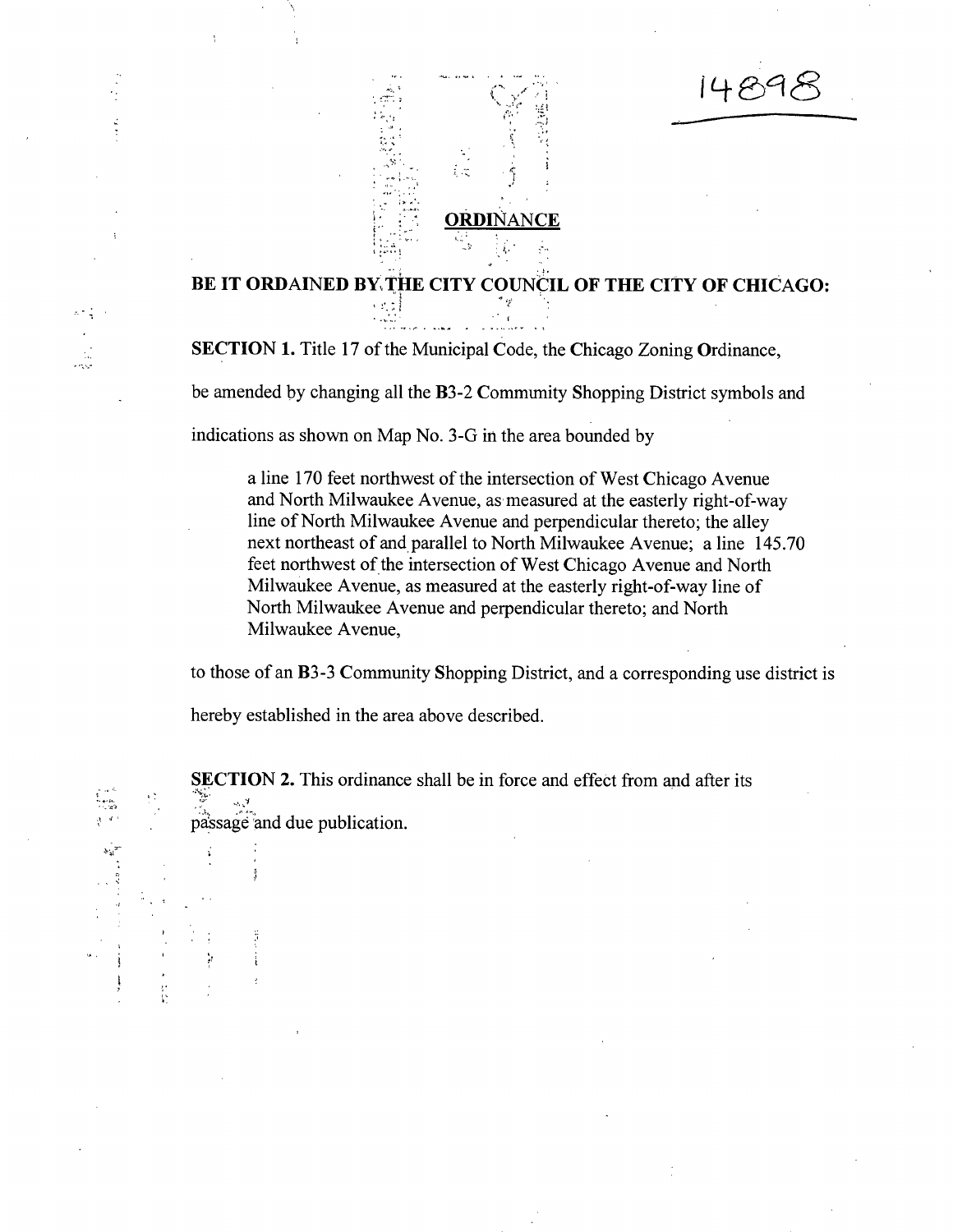14898

# ORDINANCE

**BE IT ORDAINED BY THE CITY COUNCIL OF THE CITY OF CHICAGO:**

**SECTION 1.** Title 17 of the Municipal Code, the Chicago Zoning Ordinance, be amended by changing all the B3-2 Commmity Shopping District symbols and indications as shown on Map No. 3-G in the area bounded by

> a line 170 feet northwest of the intersection of West Chicago Avenue and North Milwaukee Avenue, as measured at the easterly right-of-way line of North Milwaukee Avenue and perpendicular thereto; the alley next northeast of and parallel to North Milwaukee Avenue; a line 145.70 feet northwest of the intersection of West Chicago Avenue and North Milwaukee Avenue, as measured at the easterly right-of-way line of North Milwaukee Avenue and perpendicular thereto; and North Milwaukee Avenue,

to those of an B3-3 Community Shopping District, and a corresponding use district is hereby established in the area above described.

**SECTION 2.** This ordinance shall be in force and effect from and after its passage and due publication.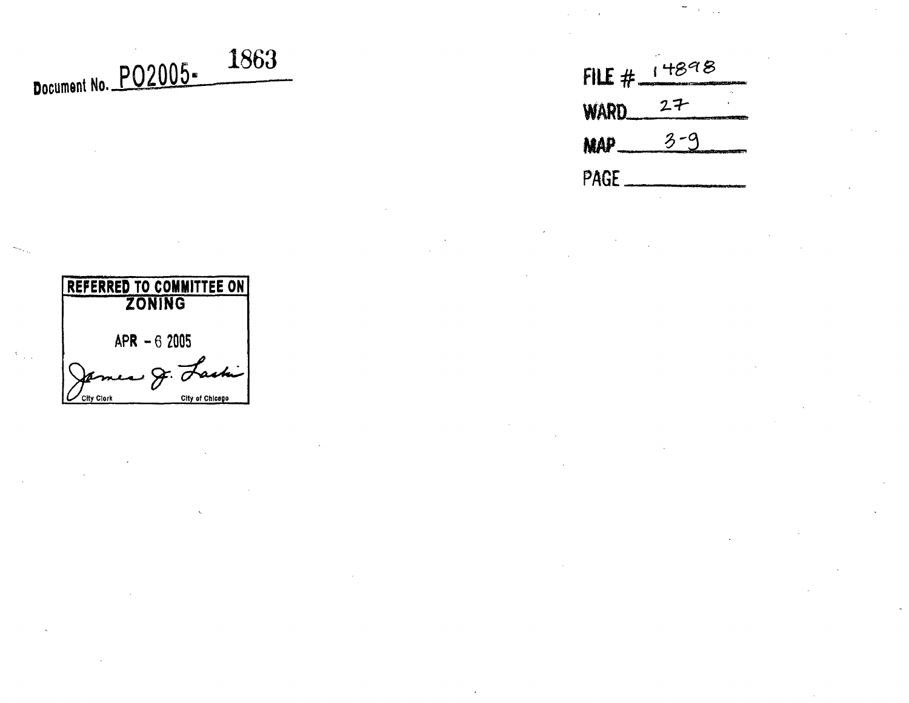Document No. PO2005- 1863

FILE # 14898

WARD 27

MAP 3-9

PAGE

REFERRED TO COMMITTEE ON
ZONING

APR - 6 2005

James J. Laski
City Clerk City of Chicago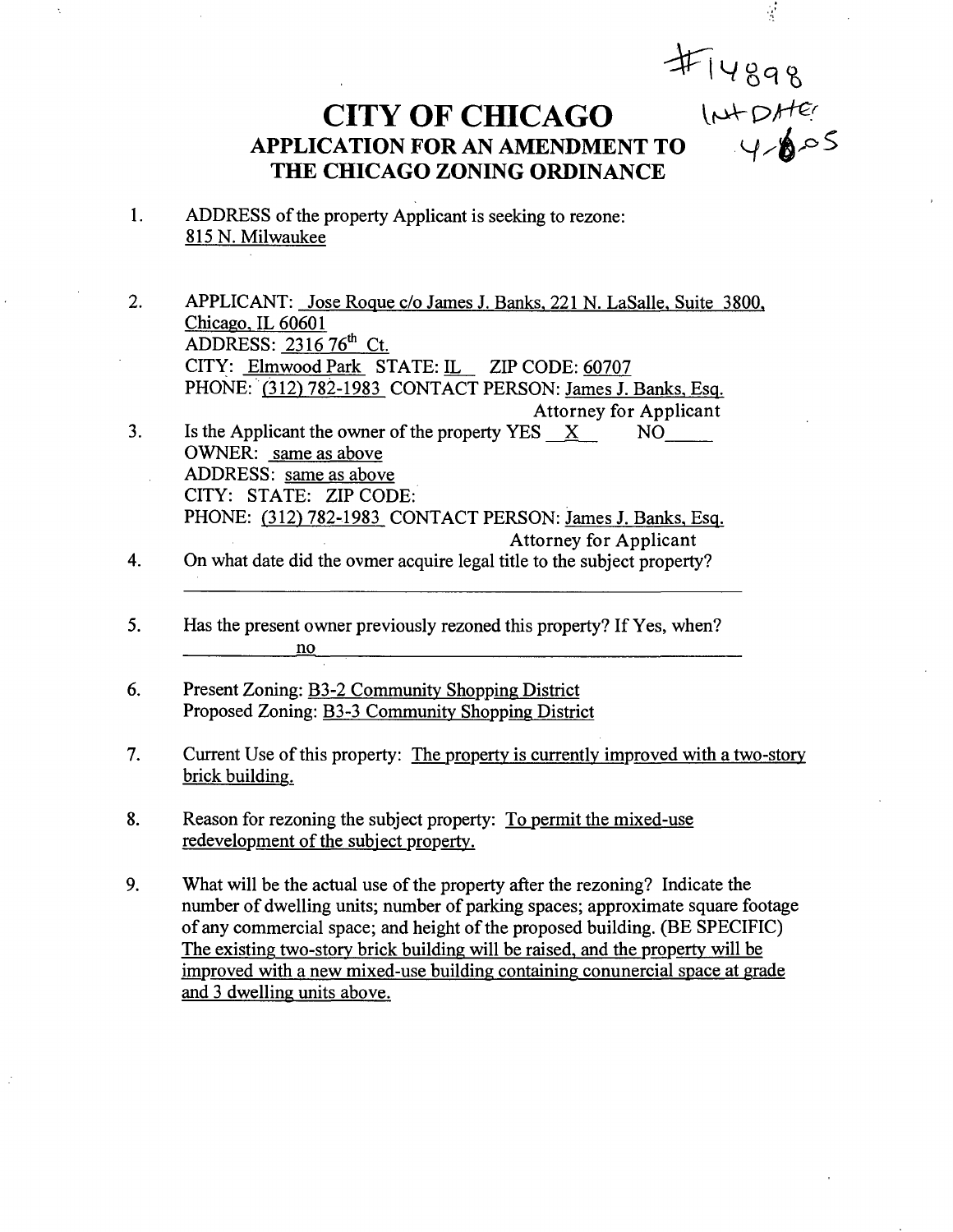#14898
INT DATE
4-6-05

# CITY OF CHICAGO

## APPLICATION FOR AN AMENDMENT TO THE CHICAGO ZONING ORDINANCE

1. ADDRESS of the property Applicant is seeking to rezone:
   815 N. Milwaukee

2. APPLICANT: Jose Roque c/o James J. Banks, 221 N. LaSalle, Suite 3800, Chicago, IL 60601
   ADDRESS: 2316 76th Ct.
   CITY: Elmwood Park STATE: IL ZIP CODE: 60707
   PHONE: (312) 782-1983 CONTACT PERSON: James J. Banks, Esq.
   Attorney for Applicant

3. Is the Applicant the owner of the property YES X NO____
   OWNER: same as above
   ADDRESS: same as above
   CITY: STATE: ZIP CODE:
   PHONE: (312) 782-1983 CONTACT PERSON: James J. Banks, Esq.
   Attorney for Applicant

4. On what date did the ovmer acquire legal title to the subject property?
   ______________________________

5. Has the present owner previously rezoned this property? If Yes, when?
   no

6. Present Zoning: B3-2 Community Shopping District
   Proposed Zoning: B3-3 Community Shopping District

7. Current Use of this property: The property is currently improved with a two-story brick building.

8. Reason for rezoning the subject property: To permit the mixed-use redevelopment of the subject property.

9. What will be the actual use of the property after the rezoning? Indicate the number of dwelling units; number of parking spaces; approximate square footage of any commercial space; and height of the proposed building. (BE SPECIFIC)
   The existing two-story brick building will be raised, and the property will be improved with a new mixed-use building containing conunercial space at grade and 3 dwelling units above.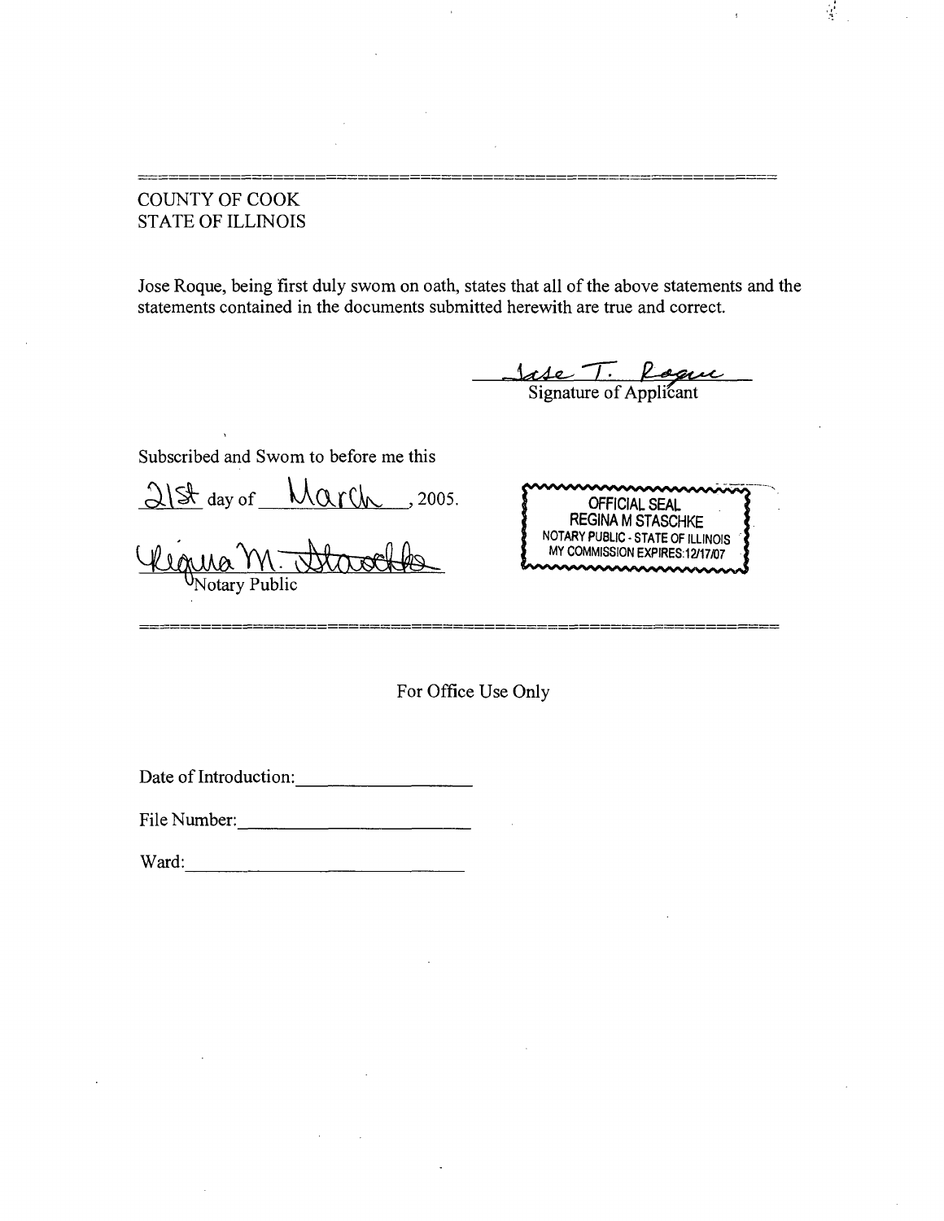---

COUNTY OF COOK
STATE OF ILLINOIS

Jose Roque, being first duly sworn on oath, states that all of the above statements and the statements contained in the documents submitted herewith are true and correct.

Jose T. Roque
Signature of Applicant

Subscribed and Sworn to before me this

21st day of March, 2005.

Regina M. Staschke
Notary Public

OFFICIAL SEAL
REGINA M STASCHKE
NOTARY PUBLIC - STATE OF ILLINOIS
MY COMMISSION EXPIRES:12/17/07

---

For Office Use Only

Date of Introduction: ____________________

File Number: ____________________

Ward: ____________________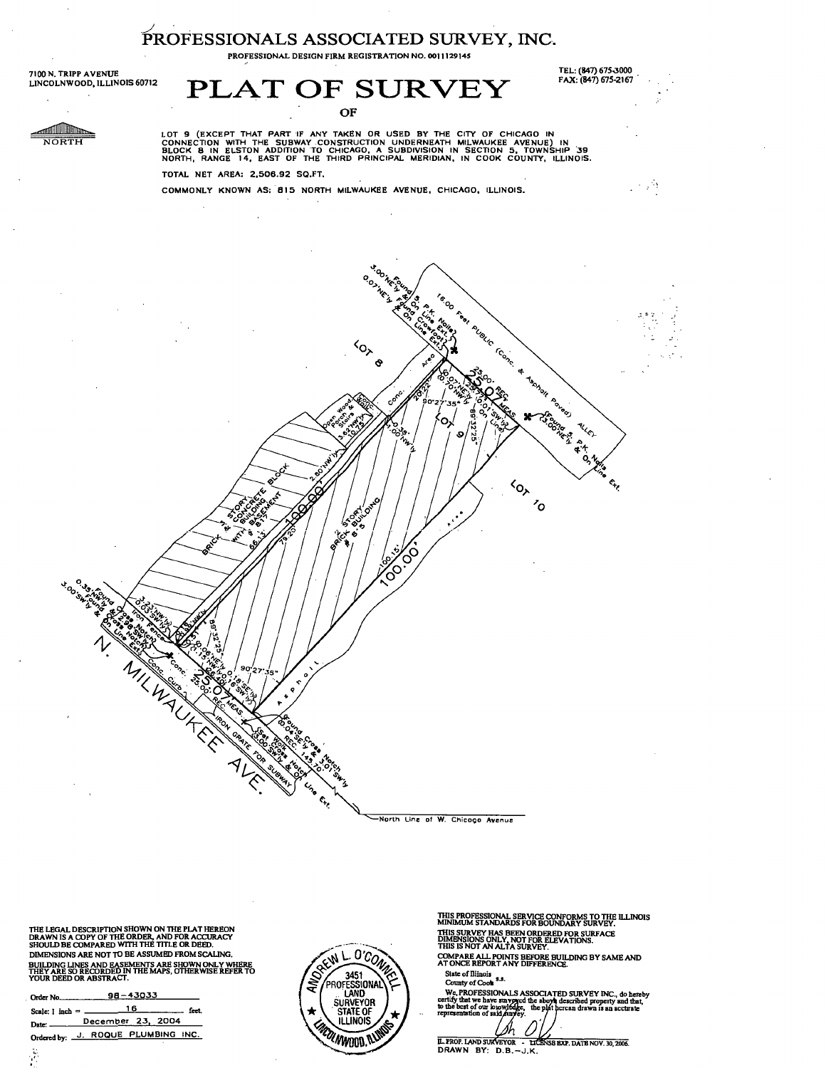# PROFESSIONALS ASSOCIATED SURVEY, INC.

PROFESSIONAL DESIGN FIRM REGISTRATION NO. 0011129145

7100 N. TRIPP AVENUE
LINCOLNWOOD, ILLINOIS 60712

TEL: (847) 675-3000
FAX: (847) 675-2167

# PLAT OF SURVEY

OF

NORTH

LOT 9 (EXCEPT THAT PART IF ANY TAKEN OR USED BY THE CITY OF CHICAGO IN CONNECTION WITH THE SUBWAY CONSTRUCTION UNDERNEATH MILWAUKEE AVENUE) IN BLOCK 8 IN ELSTON ADDITION TO CHICAGO, A SUBDIVISION IN SECTION 5, TOWNSHIP 39 NORTH, RANGE 14, EAST OF THE THIRD PRINCIPAL MERIDIAN, IN COOK COUNTY, ILLINOIS.

TOTAL NET AREA: 2,506.92 SQ.FT.

COMMONLY KNOWN AS: 815 NORTH MILWAUKEE AVENUE, CHICAGO, ILLINOIS.

THE LEGAL DESCRIPTION SHOWN ON THE PLAT HEREON DRAWN IS A COPY OF THE ORDER, AND FOR ACCURACY SHOULD BE COMPARED WITH THE TITLE OR DEED.

DIMENSIONS ARE NOT TO BE ASSUMED FROM SCALING.

BUILDING LINES AND EASEMENTS ARE SHOWN ONLY WHERE THEY ARE SO RECORDED IN THE MAPS, OTHERWISE REFER TO YOUR DEED OR ABSTRACT.

Order No. 98-43033

Scale: 1 inch = 16 feet.

Date: December 23, 2004

Ordered by: J. ROQUE PLUMBING INC.

ANDREW L. O'CONNELL 3451 PROFESSIONAL LAND SURVEYOR STATE OF ILLINOIS LINCOLNWOOD, ILLINOIS

THIS PROFESSIONAL SERVICE CONFORMS TO THE ILLINOIS MINIMUM STANDARDS FOR BOUNDARY SURVEY.

THIS SURVEY HAS BEEN ORDERED FOR SURFACE DIMENSIONS ONLY, NOT FOR ELEVATIONS.
THIS IS NOT AN ALTA SURVEY.

COMPARE ALL POINTS BEFORE BUILDING BY SAME AND AT ONCE REPORT ANY DIFFERENCE.

State of Illinois
County of Cook s.s.

We, PROFESSIONALS ASSOCIATED SURVEY INC., do hereby certify that we have surveyed the above described property and that, to the best of our knowledge, the plat hereon drawn is an accurate representation of said survey.

IL. PROF. LAND SURVEYOR - LICENSE EXP. DATE NOV. 30, 2006.
DRAWN BY: D.B.-J.K.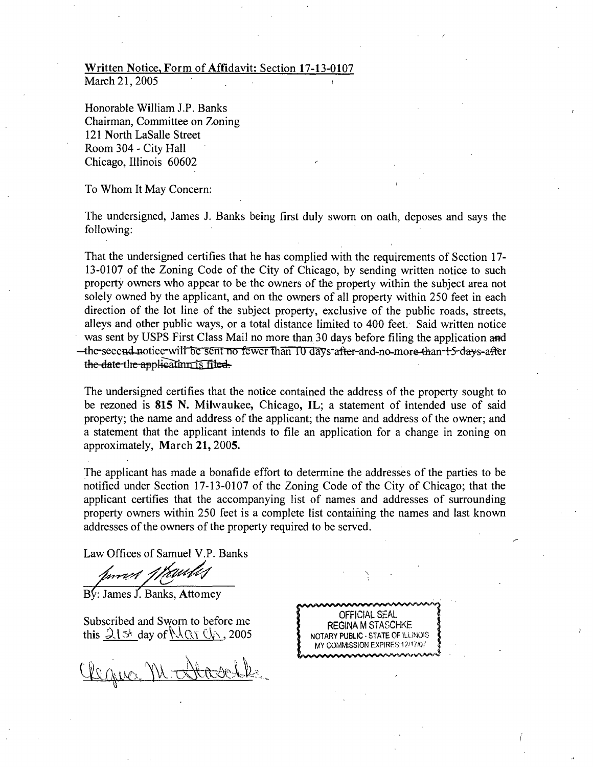Written Notice, Form of Affidavit: Section 17-13-0107
March 21, 2005

Honorable William J.P. Banks
Chairman, Committee on Zoning
121 North LaSalle Street
Room 304 - City Hall
Chicago, Illinois 60602

To Whom It May Concern:

The undersigned, James J. Banks being first duly sworn on oath, deposes and says the following:

That the undersigned certifies that he has complied with the requirements of Section 17-13-0107 of the Zoning Code of the City of Chicago, by sending written notice to such property owners who appear to be the owners of the property within the subject area not solely owned by the applicant, and on the owners of all property within 250 feet in each direction of the lot line of the subject property, exclusive of the public roads, streets, alleys and other public ways, or a total distance limited to 400 feet. Said written notice was sent by USPS First Class Mail no more than 30 days before filing the application ~~and the second notice will be sent no fewer than 10 days after and no more than 15 days after the date the application is filed.~~

The undersigned certifies that the notice contained the address of the property sought to be rezoned is **815 N. Milwaukee, Chicago, IL**; a statement of intended use of said property; the name and address of the applicant; the name and address of the owner; and a statement that the applicant intends to file an application for a change in zoning on approximately, **March 21, 2005.**

The applicant has made a bonafide effort to determine the addresses of the parties to be notified under Section 17-13-0107 of the Zoning Code of the City of Chicago; that the applicant certifies that the accompanying list of names and addresses of surrounding property owners within 250 feet is a complete list containing the names and last known addresses of the owners of the property required to be served.

Law Offices of Samuel V.P. Banks

By: James J. Banks, Attorney

Subscribed and Sworn to before me this 21st day of March, 2005

OFFICIAL SEAL
REGINA M STASCHKE
NOTARY PUBLIC - STATE OF ILLINOIS
MY COMMISSION EXPIRES:12/17/07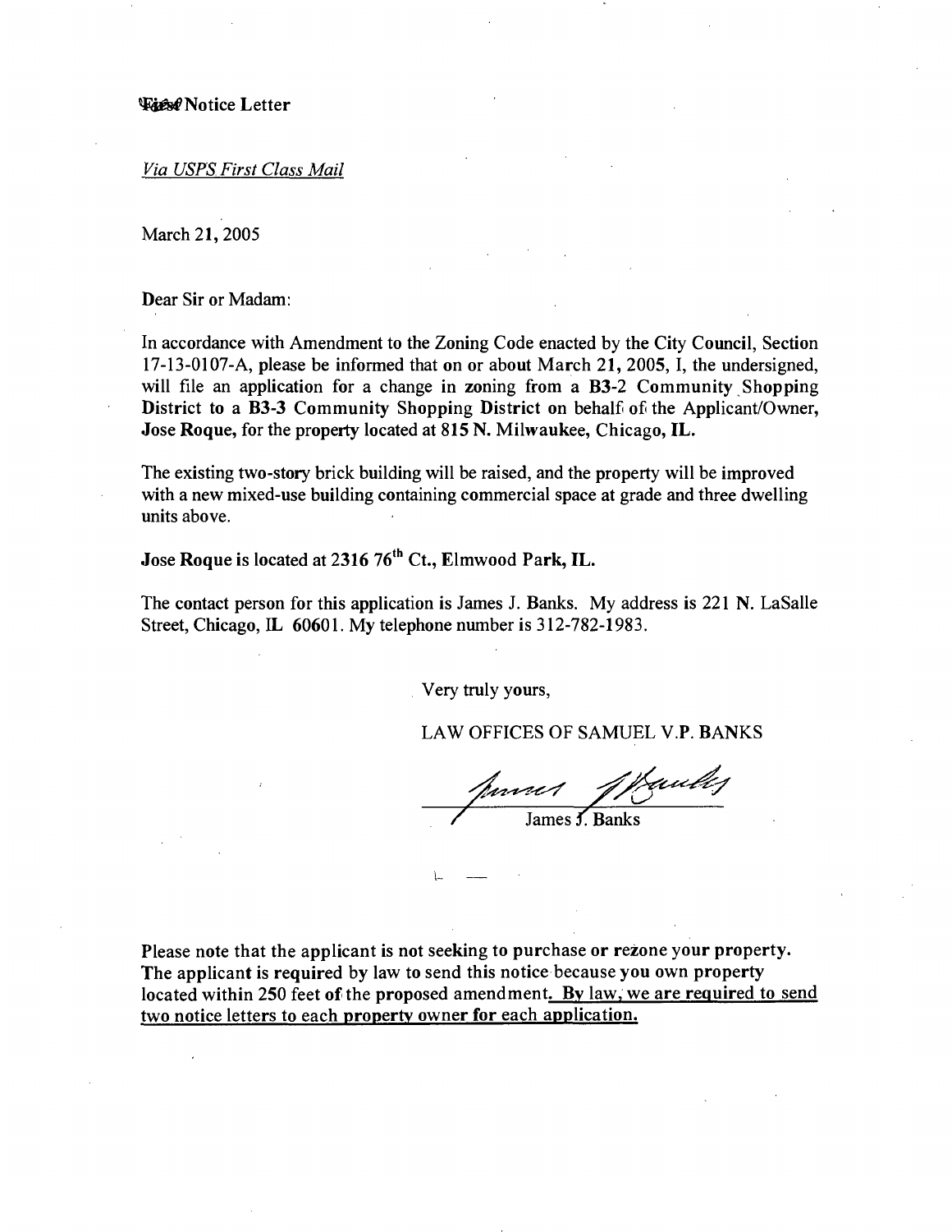First Notice Letter

*Via USPS First Class Mail*

March 21, 2005

Dear Sir or Madam:

In accordance with Amendment to the Zoning Code enacted by the City Council, Section 17-13-0107-A, please be informed that on or about March 21, 2005, I, the undersigned, will file an application for a change in zoning from a **B3-2** Community Shopping District to a **B3-3** Community Shopping District on behalf of the Applicant/Owner, **Jose Roque,** for the property located at **815 N. Milwaukee, Chicago, IL.**

The existing two-story brick building will be raised, and the property will be improved with a new mixed-use building containing commercial space at grade and three dwelling units above.

**Jose Roque is located at 2316 76th Ct., Elmwood Park, IL.**

The contact person for this application is James J. Banks. My address is 221 N. LaSalle Street, Chicago, IL 60601. My telephone number is 312-782-1983.

Very truly yours,

LAW OFFICES OF SAMUEL V.P. BANKS

James J. Banks

**Please note that the applicant is not seeking to purchase or rezone your property. The applicant is required by law to send this notice because you own property located within 250 feet of the proposed amendment. <u>By law, we are required to send two notice letters to each property owner for each application.</u>**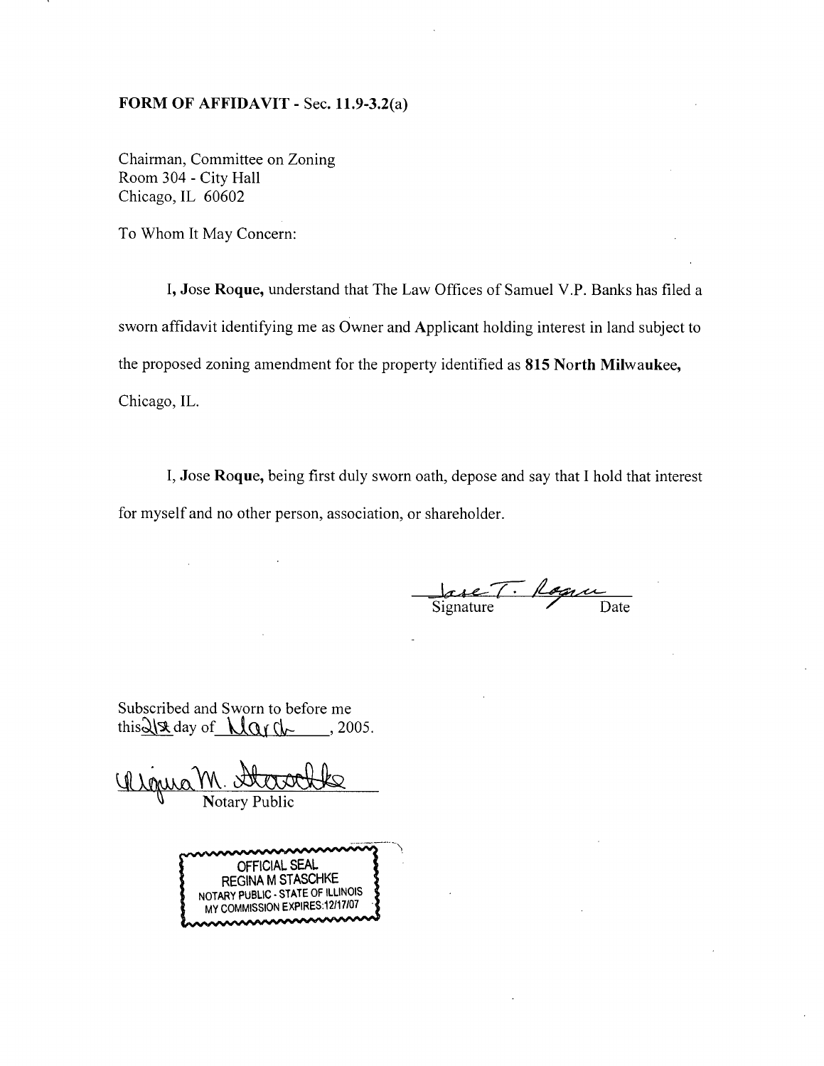**FORM OF AFFIDAVIT** - Sec. **11.9-3.2**(a)

Chairman, Committee on Zoning
Room 304 - City Hall
Chicago, IL 60602

To Whom It May Concern:

I, **Jose Roque,** understand that The Law Offices of Samuel V.P. Banks has filed a sworn affidavit identifying me as Owner and Applicant holding interest in land subject to the proposed zoning amendment for the property identified as **815 North Milwaukee,** Chicago, IL.

I, **Jose Roque,** being first duly sworn oath, depose and say that I hold that interest for myself and no other person, association, or shareholder.

Jose T. Roque
Signature / Date

Subscribed and Sworn to before me
this 21st day of March, 2005.

Regina M. Staschke
Notary Public

OFFICIAL SEAL
REGINA M STASCHKE
NOTARY PUBLIC - STATE OF ILLINOIS
MY COMMISSION EXPIRES:12/17/07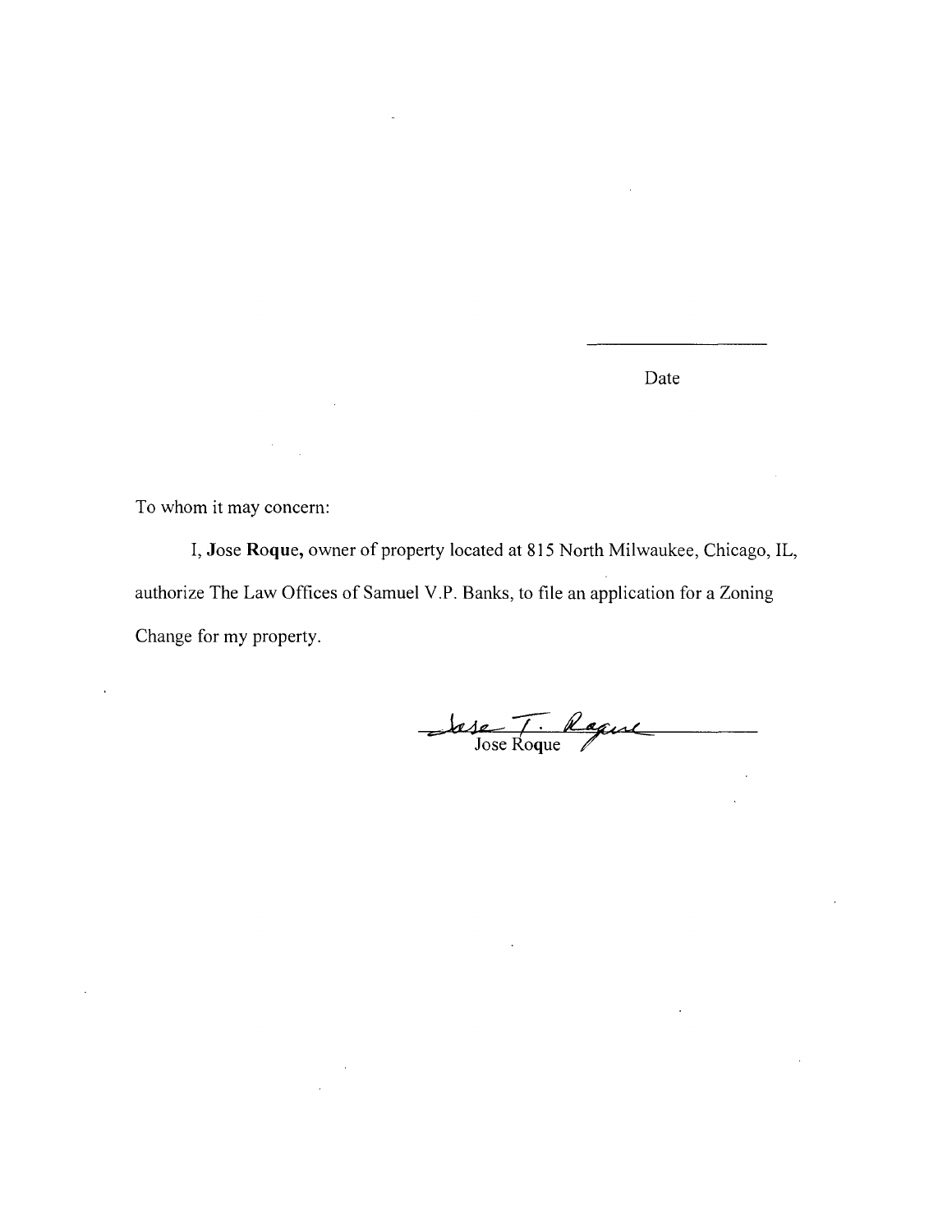\_\_\_\_\_\_\_\_\_\_\_\_\_\_\_\_\_\_\_\_

Date

To whom it may concern:

I, **Jose Roque,** owner of property located at 815 North Milwaukee, Chicago, IL, authorize The Law Offices of Samuel V.P. Banks, to file an application for a Zoning Change for my property.

\_\_\_\_\_\_\_\_\_\_\_\_\_\_\_\_\_\_\_\_\_\_\_\_\_\_\_\_\_\_

Jose Roque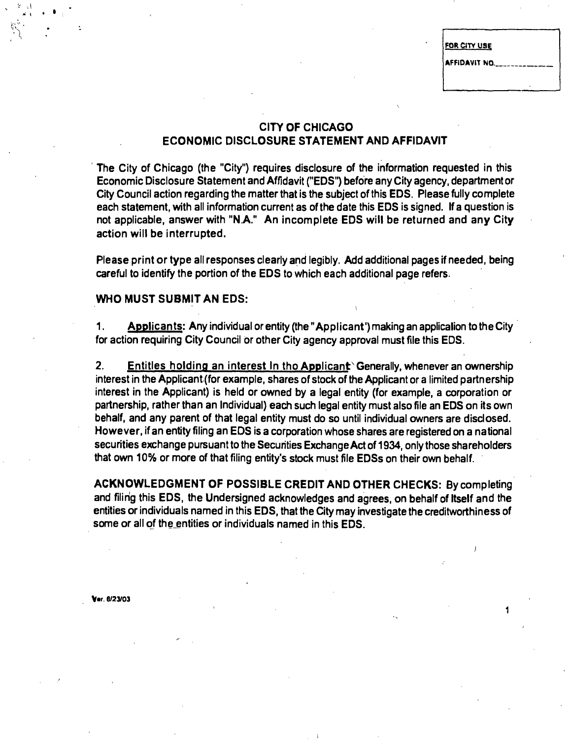FOR CITY USE

AFFIDAVIT NO.______________

# CITY OF CHICAGO
# ECONOMIC DISCLOSURE STATEMENT AND AFFIDAVIT

The City of Chicago (the "City") requires disclosure of the information requested in this Economic Disclosure Statement and Affidavit ("EDS") before any City agency, department or City Council action regarding the matter that is the subject of this EDS. Please fully complete each statement, with all information current as of the date this EDS is signed. If a question is not applicable, answer with "N.A." **An incomplete EDS will be returned and any City action will be interrupted.**

Please print or type all responses clearly and legibly. Add additional pages if needed, being careful to identify the portion of the EDS to which each additional page refers.

## WHO MUST SUBMIT AN EDS:

1. **Applicants**: Any individual or entity (the "Applicant') making an application to the City for action requiring City Council or other City agency approval must file this EDS.

2. **Entitles holding an interest In tho Applicant**: Generally, whenever an ownership interest in the Applicant (for example, shares of stock of the Applicant or a limited partnership interest in the Applicant) is held or owned by a legal entity (for example, a corporation or partnership, rather than an Individual) each such legal entity must also file an EDS on its own behalf, and any parent of that legal entity must do so until individual owners are disclosed. However, if an entity filing an EDS is a corporation whose shares are registered on a national securities exchange pursuant to the Securities Exchange Act of 1934, only those shareholders that own 10% or more of that filing entity's stock must file EDSs on their own behalf.

**ACKNOWLEDGMENT OF POSSIBLE CREDIT AND OTHER CHECKS:** By completing and filing this EDS, the Undersigned acknowledges and agrees, on behalf of Itself and the entities or individuals named in this EDS, that the City may investigate the creditworthiness of some or all of the entities or individuals named in this EDS.

Ver. 6/23/03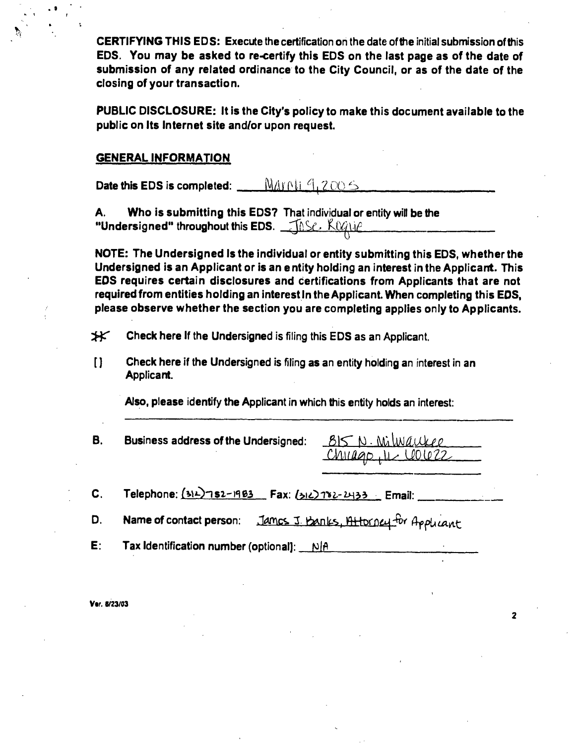**CERTIFYING THIS EDS:** Execute the certification on the date of the initial submission of this EDS. You may be asked to re-certify this EDS on the last page as of the date of submission of any related ordinance to the City Council, or as of the date of the closing of your transaction.

**PUBLIC DISCLOSURE: It is the City's policy to make this document available to the public on its Internet site and/or upon request.**

## GENERAL INFORMATION

Date this EDS is completed: March 9, 2005

A. **Who is submitting this EDS?** That individual or entity will be the "Undersigned" throughout this EDS. Jose Rogue

**NOTE: The Undersigned is the individual or entity submitting this EDS, whether the Undersigned is an Applicant or is an entity holding an interest in the Applicant. This EDS requires certain disclosures and certifications from Applicants that are not required from entities holding an interest in the Applicant. When completing this EDS, please observe whether the section you are completing applies only to Applicants.**

[X] Check here if the Undersigned is filing this EDS as an Applicant.

[ ] Check here if the Undersigned is filing as an entity holding an interest in an Applicant.

Also, please identify the Applicant in which this entity holds an interest: ____________

B. Business address of the Undersigned: 815 N. Milwaukee Chicago, IL 60622

C. Telephone: (312)782-1983 Fax: (312)782-2433 Email: ____________

D. Name of contact person: James J. Banks, Attorney for Applicant

E: Tax Identification number (optional): N/A

Ver. 8/23/03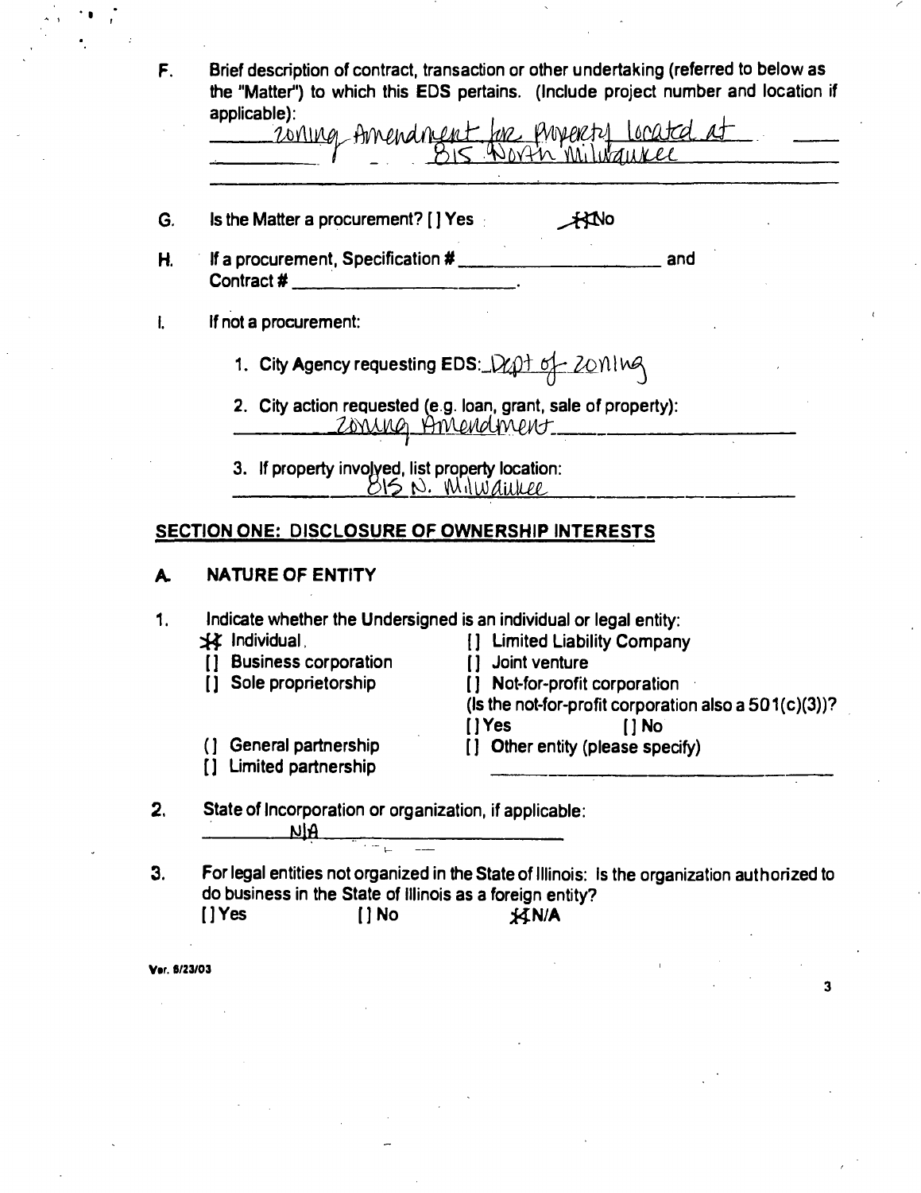F. Brief description of contract, transaction or other undertaking (referred to below as the "Matter") to which this EDS pertains. (Include project number and location if applicable):
zoning Amendment for property located at 815 North Milwaukee

G. Is the Matter a procurement? [ ] Yes [X] No

H. If a procurement, Specification # ______________ and Contract # ______________.

I. If not a procurement:

1. City Agency requesting EDS: Dept of zoning

2. City action requested (e.g. loan, grant, sale of property): zoning Amendment

3. If property involved, list property location: 815 N. Milwaukee

## SECTION ONE: DISCLOSURE OF OWNERSHIP INTERESTS

### A. NATURE OF ENTITY

1. Indicate whether the Undersigned is an individual or legal entity:

- [X] Individual
- [ ] Business corporation
- [ ] Sole proprietorship
- [ ] General partnership
- [ ] Limited partnership
- [ ] Limited Liability Company
- [ ] Joint venture
- [ ] Not-for-profit corporation
  (Is the not-for-profit corporation also a 501(c)(3))?
  [ ] Yes [ ] No
- [ ] Other entity (please specify) ______________

2. State of Incorporation or organization, if applicable:
N/A

3. For legal entities not organized in the State of Illinois: Is the organization authorized to do business in the State of Illinois as a foreign entity?
[ ] Yes [ ] No [X] N/A

Ver. 6/23/03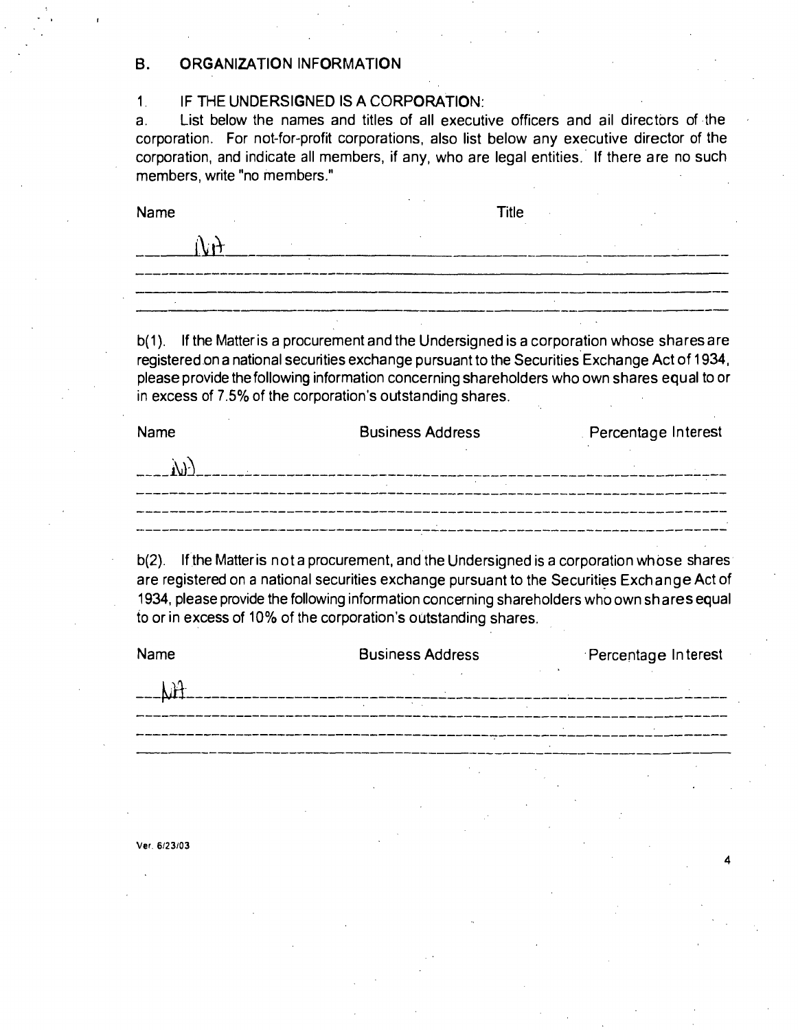## B. ORGANIZATION INFORMATION

1. IF THE UNDERSIGNED IS A CORPORATION:

a. List below the names and titles of all executive officers and all directors of the corporation. For not-for-profit corporations, also list below any executive director of the corporation, and indicate all members, if any, who are legal entities. If there are no such members, write "no members."

| Name | Title |
|---|---|
| NA | |
| | |
| | |
| | |

b(1). If the Matter is a procurement and the Undersigned is a corporation whose shares are registered on a national securities exchange pursuant to the Securities Exchange Act of 1934, please provide the following information concerning shareholders who own shares equal to or in excess of 7.5% of the corporation's outstanding shares.

| Name | Business Address | Percentage Interest |
|---|---|---|
| NA | | |
| | | |
| | | |
| | | |

b(2). If the Matter is not a procurement, and the Undersigned is a corporation whose shares are registered on a national securities exchange pursuant to the Securities Exchange Act of 1934, please provide the following information concerning shareholders who own shares equal to or in excess of 10% of the corporation's outstanding shares.

| Name | Business Address | Percentage Interest |
|---|---|---|
| NA | | |
| | | |
| | | |
| | | |

Ver. 6/23/03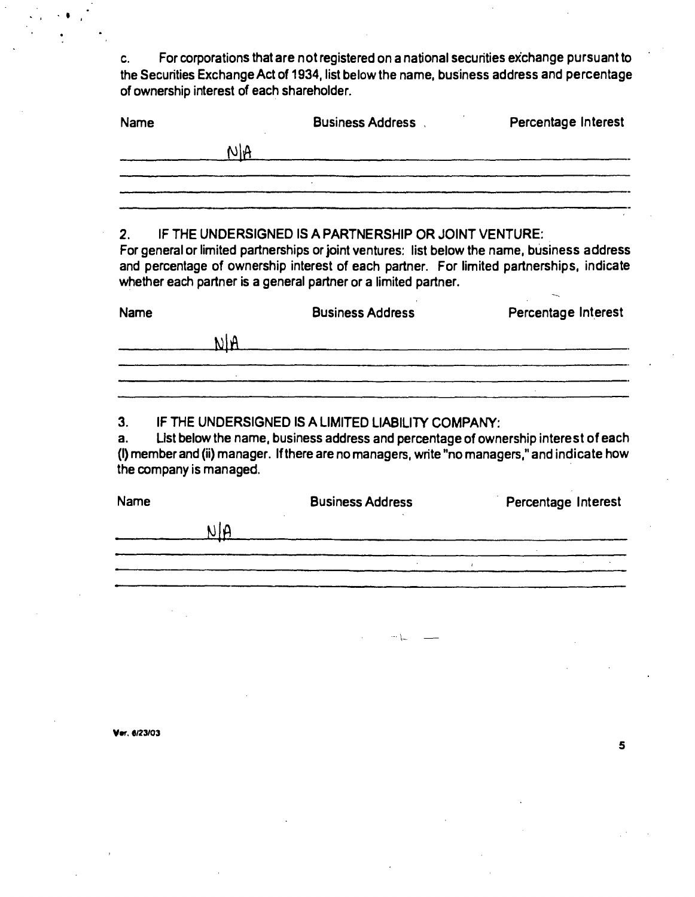c. For corporations that are not registered on a national securities exchange pursuant to the Securities Exchange Act of 1934, list below the name, business address and percentage of ownership interest of each shareholder.

| Name | Business Address | Percentage Interest |
|---|---|---|
| N/A | | |
| | | |
| | | |
| | | |

2. IF THE UNDERSIGNED IS A PARTNERSHIP OR JOINT VENTURE:
For general or limited partnerships or joint ventures: list below the name, business address and percentage of ownership interest of each partner. For limited partnerships, indicate whether each partner is a general partner or a limited partner.

| Name | Business Address | Percentage Interest |
|---|---|---|
| N/A | | |
| | | |
| | | |
| | | |

3. IF THE UNDERSIGNED IS A LIMITED LIABILITY COMPANY:
a. List below the name, business address and percentage of ownership interest of each (I) member and (ii) manager. If there are no managers, write "no managers," and indicate how the company is managed.

| Name | Business Address | Percentage Interest |
|---|---|---|
| N/A | | |
| | | |
| | | |
| | | |

Ver. 6/23/03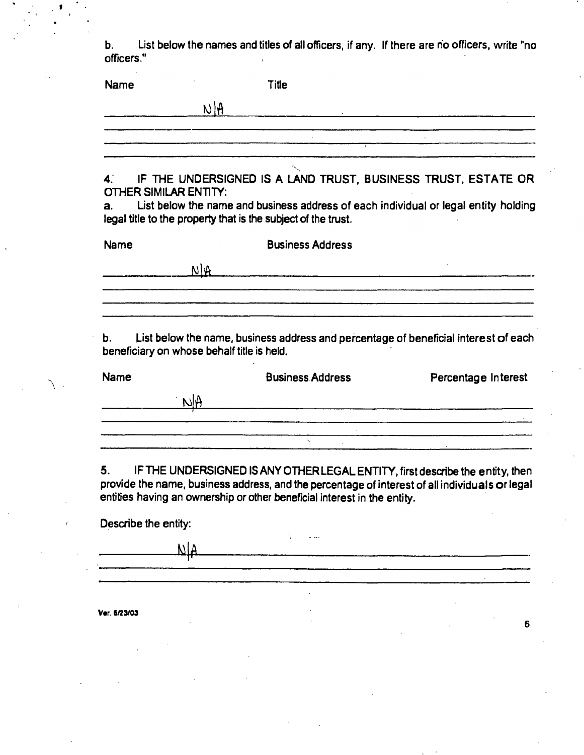b. List below the names and titles of all officers, if any. If there are no officers, write "no officers."

| Name | Title |
| --- | --- |
| N/A | |

4. IF THE UNDERSIGNED IS A LAND TRUST, BUSINESS TRUST, ESTATE OR OTHER SIMILAR ENTITY:

a. List below the name and business address of each individual or legal entity holding legal title to the property that is the subject of the trust.

| Name | Business Address |
| --- | --- |
| N/A | |

b. List below the name, business address and percentage of beneficial interest of each beneficiary on whose behalf title is held.

| Name | Business Address | Percentage Interest |
| --- | --- | --- |
| N/A | | |

5. IF THE UNDERSIGNED IS ANY OTHER LEGAL ENTITY, first describe the entity, then provide the name, business address, and the percentage of interest of all individuals or legal entities having an ownership or other beneficial interest in the entity.

Describe the entity:

N/A

Ver. 6/23/03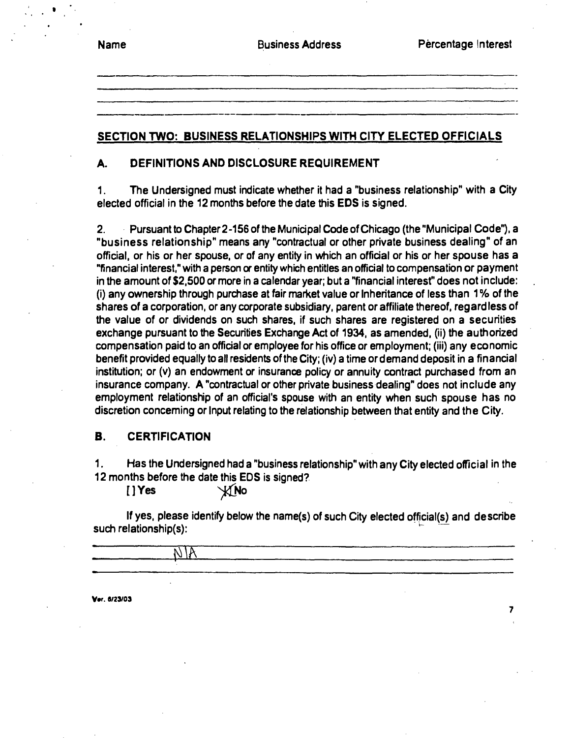| Name | Business Address | Percentage Interest |
|---|---|---|
| | | |
| | | |
| | | |

## SECTION TWO: BUSINESS RELATIONSHIPS WITH CITY ELECTED OFFICIALS

### A. DEFINITIONS AND DISCLOSURE REQUIREMENT

1. The Undersigned must indicate whether it had a "business relationship" with a City elected official in the 12 months before the date this EDS is signed.

2. Pursuant to Chapter 2-156 of the Municipal Code of Chicago (the "Municipal Code"), a "business relationship" means any "contractual or other private business dealing" of an official, or his or her spouse, or of any entity in which an official or his or her spouse has a "financial interest," with a person or entity which entitles an official to compensation or payment in the amount of $2,500 or more in a calendar year; but a "financial interest" does not include: (i) any ownership through purchase at fair market value or Inheritance of less than 1% of the shares of a corporation, or any corporate subsidiary, parent or affiliate thereof, regardless of the value of or dividends on such shares, if such shares are registered on a securities exchange pursuant to the Securities Exchange Act of 1934, as amended, (ii) the authorized compensation paid to an official or employee for his office or employment; (iii) any economic benefit provided equally to all residents of the City; (iv) a time or demand deposit in a financial institution; or (v) an endowment or insurance policy or annuity contract purchased from an insurance company. A "contractual or other private business dealing" does not include any employment relationship of an official's spouse with an entity when such spouse has no discretion concerning or Input relating to the relationship between that entity and the City.

### B. CERTIFICATION

1. Has the Undersigned had a "business relationship" with any City elected official in the 12 months before the date this EDS is signed?

[ ] Yes [X] No

If yes, please identify below the name(s) of such City elected official(s) and describe such relationship(s):

N/A

Ver. 6/23/03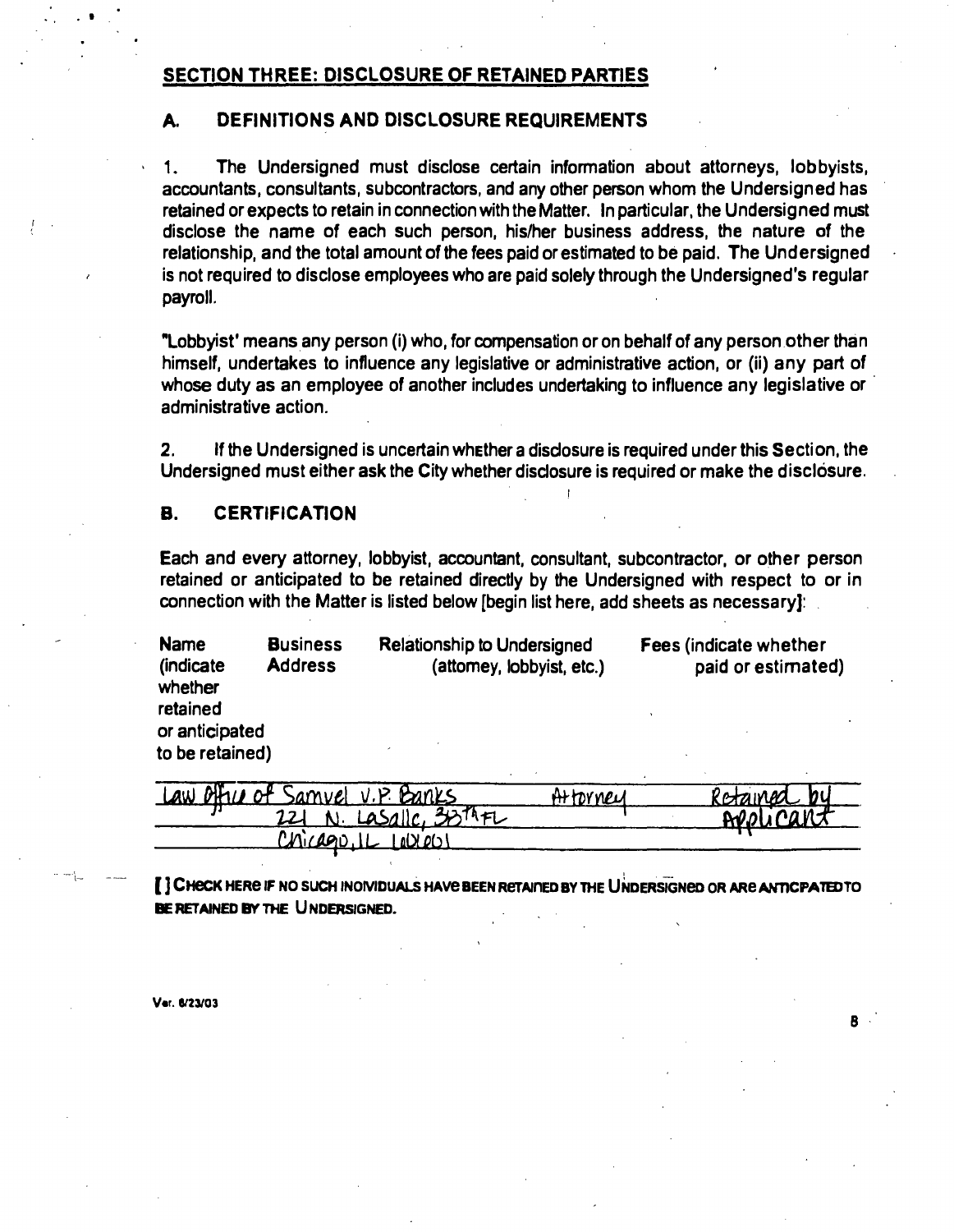## SECTION THREE: DISCLOSURE OF RETAINED PARTIES

### A. DEFINITIONS AND DISCLOSURE REQUIREMENTS

1. The Undersigned must disclose certain information about attorneys, lobbyists, accountants, consultants, subcontractors, and any other person whom the Undersigned has retained or expects to retain in connection with the Matter. In particular, the Undersigned must disclose the name of each such person, his/her business address, the nature of the relationship, and the total amount of the fees paid or estimated to be paid. The Undersigned is not required to disclose employees who are paid solely through the Undersigned's regular payroll.

"Lobbyist' means any person (i) who, for compensation or on behalf of any person other than himself, undertakes to influence any legislative or administrative action, or (ii) any part of whose duty as an employee of another includes undertaking to influence any legislative or administrative action.

2. If the Undersigned is uncertain whether a disclosure is required under this Section, the Undersigned must either ask the City whether disclosure is required or make the disclosure.

### B. CERTIFICATION

Each and every attorney, lobbyist, accountant, consultant, subcontractor, or other person retained or anticipated to be retained directly by the Undersigned with respect to or in connection with the Matter is listed below [begin list here, add sheets as necessary]:

| Name (indicate whether retained or anticipated to be retained) | Business Address | Relationship to Undersigned (attorney, lobbyist, etc.) | Fees (indicate whether paid or estimated) |
|---|---|---|---|
| Law Office of Samuel V.P. Banks | 221 N. LaSalle, 38th FL Chicago, IL 60601 | Attorney | Retained by Applicant |

[ ] CHECK HERE IF NO SUCH INDIVIDUALS HAVE BEEN RETAINED BY THE UNDERSIGNED OR ARE ANTICIPATED TO BE RETAINED BY THE UNDERSIGNED.

Ver. 6/23/03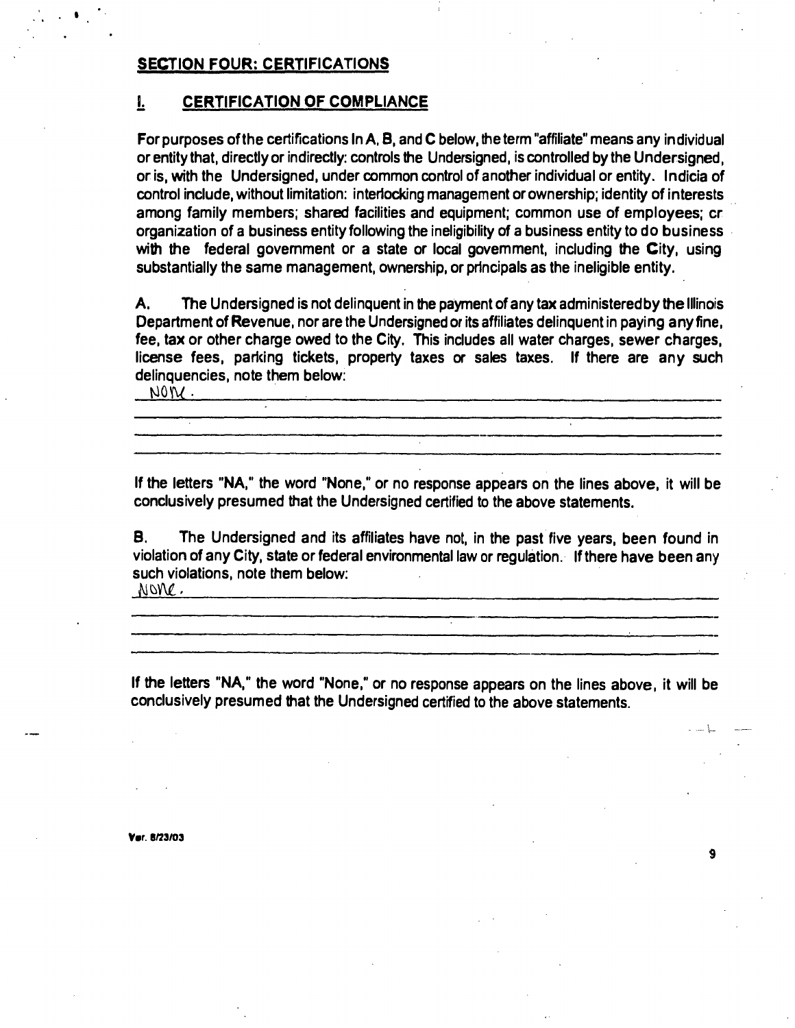## SECTION FOUR: CERTIFICATIONS

### I. CERTIFICATION OF COMPLIANCE

For purposes of the certifications In A, B, and C below, the term "affiliate" means any individual or entity that, directly or indirectly: controls the Undersigned, is controlled by the Undersigned, or is, with the Undersigned, under common control of another individual or entity. Indicia of control include, without limitation: interlocking management or ownership; identity of interests among family members; shared facilities and equipment; common use of employees; cr organization of a business entity following the ineligibility of a business entity to do business with the federal government or a state or local government, including the City, using substantially the same management, ownership, or principals as the ineligible entity.

A. The Undersigned is not delinquent in the payment of any tax administered by the Illinois Department of Revenue, nor are the Undersigned or its affiliates delinquent in paying any fine, fee, tax or other charge owed to the City. This includes all water charges, sewer charges, license fees, parking tickets, property taxes or sales taxes. If there are any such delinquencies, note them below:

None.

If the letters "NA," the word "None," or no response appears on the lines above, it will be conclusively presumed that the Undersigned certified to the above statements.

B. The Undersigned and its affiliates have not, in the past five years, been found in violation of any City, state or federal environmental law or regulation. If there have been any such violations, note them below:

None.

If the letters "NA," the word "None," or no response appears on the lines above, it will be conclusively presumed that the Undersigned certified to the above statements.

Ver. 8/23/03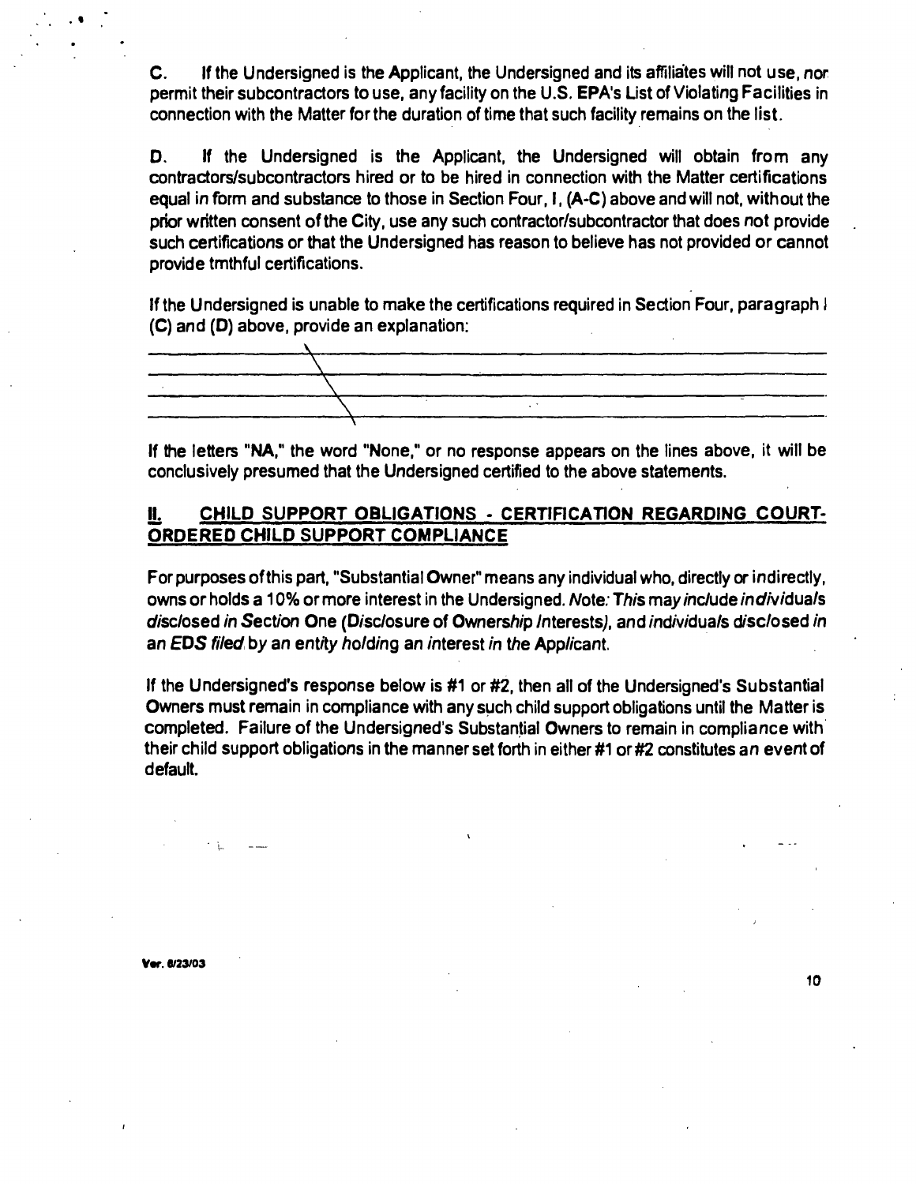C. If the Undersigned is the Applicant, the Undersigned and its affiliates will not use, nor permit their subcontractors to use, any facility on the U.S. EPA's List of Violating Facilities in connection with the Matter for the duration of time that such facility remains on the list.

D. If the Undersigned is the Applicant, the Undersigned will obtain from any contractors/subcontractors hired or to be hired in connection with the Matter certifications equal in form and substance to those in Section Four, I, (A-C) above and will not, without the prior written consent of the City, use any such contractor/subcontractor that does not provide such certifications or that the Undersigned has reason to believe has not provided or cannot provide tmthful certifications.

If the Undersigned is unable to make the certifications required in Section Four, paragraph I (C) and (D) above, provide an explanation:

______________________________________________________________________

______________________________________________________________________

______________________________________________________________________

______________________________________________________________________

If the letters "NA," the word "None," or no response appears on the lines above, it will be conclusively presumed that the Undersigned certified to the above statements.

## II. CHILD SUPPORT OBLIGATIONS - CERTIFICATION REGARDING COURT-ORDERED CHILD SUPPORT COMPLIANCE

For purposes of this part, "Substantial Owner" means any individual who, directly or indirectly, owns or holds a 10% or more interest in the Undersigned. *Note: This may include individuals disclosed in Section One (Disclosure of Ownership Interests), and individuals disclosed in an EDS filed by an entity holding an interest in the Applicant.*

If the Undersigned's response below is #1 or #2, then all of the Undersigned's Substantial Owners must remain in compliance with any such child support obligations until the Matter is completed. Failure of the Undersigned's Substantial Owners to remain in compliance with their child support obligations in the manner set forth in either #1 or #2 constitutes an event of default.

Ver. 8/23/03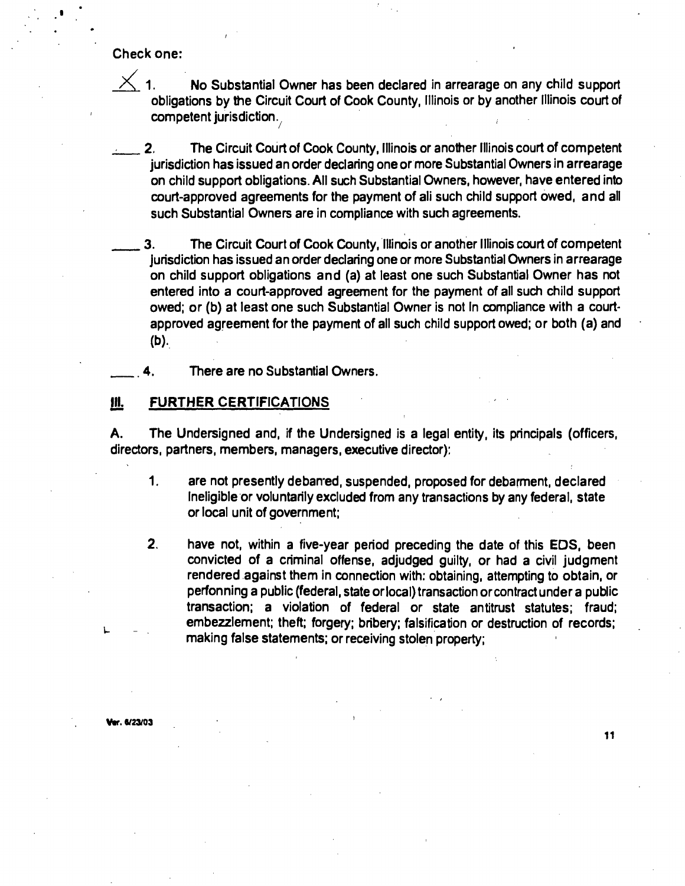Check one:

X 1. No Substantial Owner has been declared in arrearage on any child support obligations by the Circuit Court of Cook County, Illinois or by another Illinois court of competent jurisdiction.

____ 2. The Circuit Court of Cook County, Illinois or another Illinois court of competent jurisdiction has issued an order declaring one or more Substantial Owners in arrearage on child support obligations. All such Substantial Owners, however, have entered into court-approved agreements for the payment of all such child support owed, and all such Substantial Owners are in compliance with such agreements.

____ 3. The Circuit Court of Cook County, Illinois or another Illinois court of competent jurisdiction has issued an order declaring one or more Substantial Owners in arrearage on child support obligations and (a) at least one such Substantial Owner has not entered into a court-approved agreement for the payment of all such child support owed; or (b) at least one such Substantial Owner is not in compliance with a court-approved agreement for the payment of all such child support owed; or both (a) and (b).

____ 4. There are no Substantial Owners.

## III. FURTHER CERTIFICATIONS

A. The Undersigned and, if the Undersigned is a legal entity, its principals (officers, directors, partners, members, managers, executive director):

1. are not presently debarred, suspended, proposed for debarment, declared ineligible or voluntarily excluded from any transactions by any federal, state or local unit of government;

2. have not, within a five-year period preceding the date of this EDS, been convicted of a criminal offense, adjudged guilty, or had a civil judgment rendered against them in connection with: obtaining, attempting to obtain, or performing a public (federal, state or local) transaction or contract under a public transaction; a violation of federal or state antitrust statutes; fraud; embezzlement; theft; forgery; bribery; falsification or destruction of records; making false statements; or receiving stolen property;

Ver. 6/23/03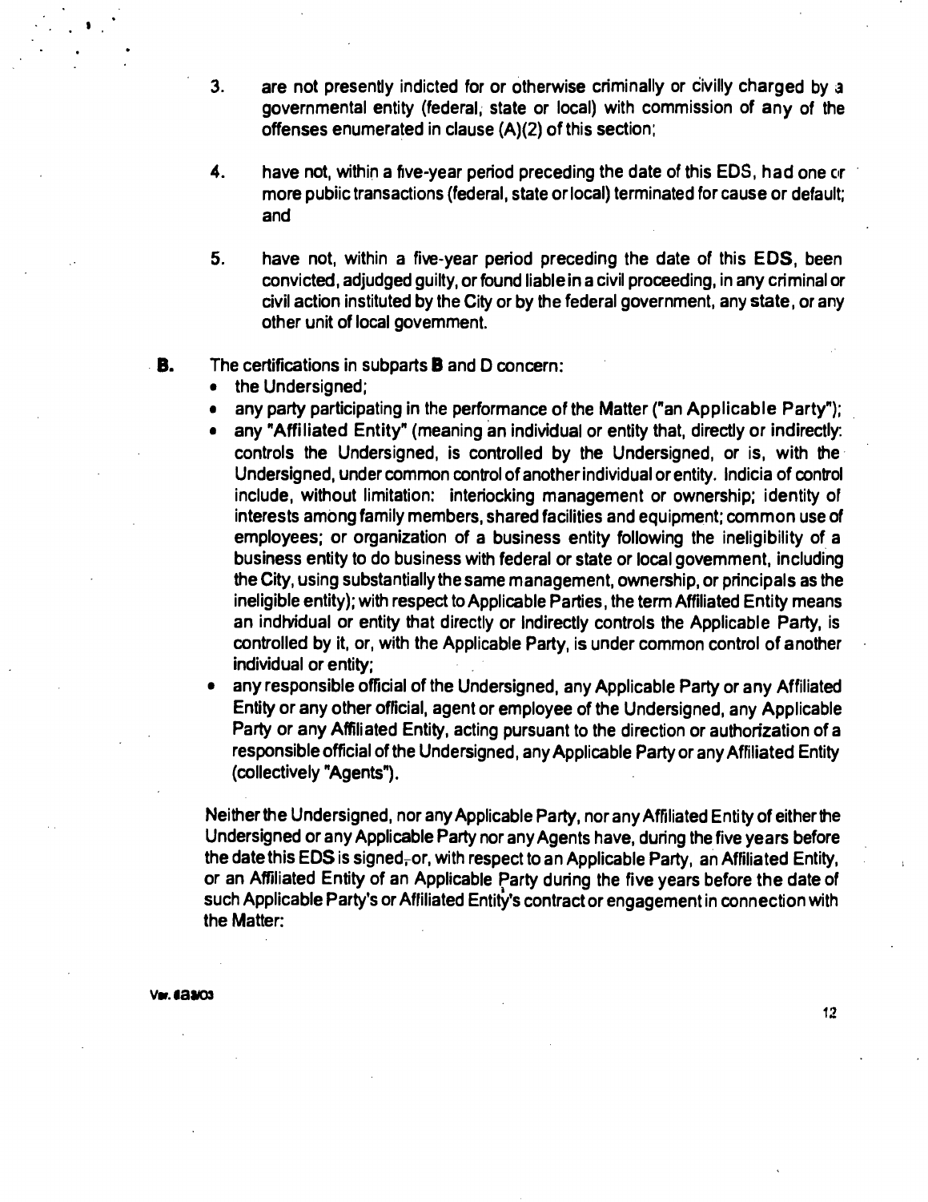3. are not presently indicted for or otherwise criminally or civilly charged by a governmental entity (federal, state or local) with commission of any of the offenses enumerated in clause (A)(2) of this section;

4. have not, within a five-year period preceding the date of this EDS, had one or more public transactions (federal, state or local) terminated for cause or default; and

5. have not, within a five-year period preceding the date of this EDS, been convicted, adjudged guilty, or found liable in a civil proceeding, in any criminal or civil action instituted by the City or by the federal government, any state, or any other unit of local government.

**B.** The certifications in subparts **B** and D concern:

- the Undersigned;
- any party participating in the performance of the Matter ("an Applicable Party");
- any "Affiliated Entity" (meaning an individual or entity that, directly or indirectly: controls the Undersigned, is controlled by the Undersigned, or is, with the Undersigned, under common control of another individual or entity. Indicia of control include, without limitation: interlocking management or ownership; identity of interests among family members, shared facilities and equipment; common use of employees; or organization of a business entity following the ineligibility of a business entity to do business with federal or state or local government, including the City, using substantially the same management, ownership, or principals as the ineligible entity); with respect to Applicable Parties, the term Affiliated Entity means an individual or entity that directly or indirectly controls the Applicable Party, is controlled by it, or, with the Applicable Party, is under common control of another individual or entity;
- any responsible official of the Undersigned, any Applicable Party or any Affiliated Entity or any other official, agent or employee of the Undersigned, any Applicable Party or any Affiliated Entity, acting pursuant to the direction or authorization of a responsible official of the Undersigned, any Applicable Party or any Affiliated Entity (collectively "Agents").

Neither the Undersigned, nor any Applicable Party, nor any Affiliated Entity of either the Undersigned or any Applicable Party nor any Agents have, during the five years before the date this EDS is signed, or, with respect to an Applicable Party, an Affiliated Entity, or an Affiliated Entity of an Applicable Party during the five years before the date of such Applicable Party's or Affiliated Entity's contract or engagement in connection with the Matter:

Ver. 6a8/03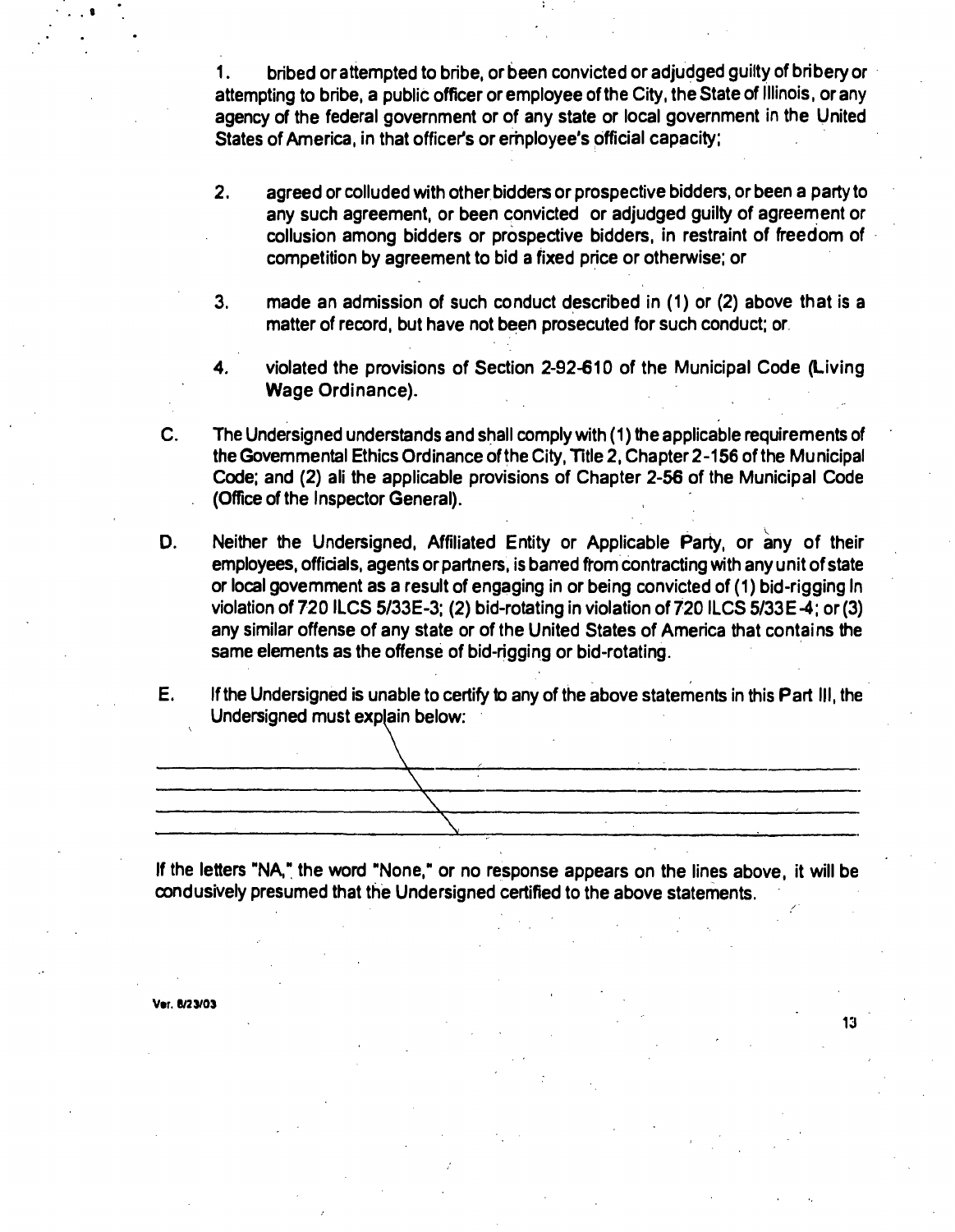1. bribed or attempted to bribe, or been convicted or adjudged guilty of bribery or attempting to bribe, a public officer or employee of the City, the State of Illinois, or any agency of the federal government or of any state or local government in the United States of America, in that officer's or employee's official capacity;

2. agreed or colluded with other bidders or prospective bidders, or been a party to any such agreement, or been convicted or adjudged guilty of agreement or collusion among bidders or prospective bidders, in restraint of freedom of competition by agreement to bid a fixed price or otherwise; or

3. made an admission of such conduct described in (1) or (2) above that is a matter of record, but have not been prosecuted for such conduct; or

4. violated the provisions of Section 2-92-610 of the Municipal Code (Living Wage Ordinance).

C. The Undersigned understands and shall comply with (1) the applicable requirements of the Governmental Ethics Ordinance of the City, Title 2, Chapter 2-156 of the Municipal Code; and (2) all the applicable provisions of Chapter 2-56 of the Municipal Code (Office of the Inspector General).

D. Neither the Undersigned, Affiliated Entity or Applicable Party, or any of their employees, officials, agents or partners, is barred from contracting with any unit of state or local government as a result of engaging in or being convicted of (1) bid-rigging In violation of 720 ILCS 5/33E-3; (2) bid-rotating in violation of 720 ILCS 5/33E-4; or (3) any similar offense of any state or of the United States of America that contains the same elements as the offense of bid-rigging or bid-rotating.

E. If the Undersigned is unable to certify to any of the above statements in this Part III, the Undersigned must explain below:

\_\_\_\_\_\_\_\_\_\_\_\_\_\_\_\_\_\_\_\_\_\_\_\_\_\_\_\_\_\_\_\_\_\_\_\_\_\_\_\_\_\_\_\_\_\_\_\_\_\_\_\_\_\_\_\_

\_\_\_\_\_\_\_\_\_\_\_\_\_\_\_\_\_\_\_\_\_\_\_\_\_\_\_\_\_\_\_\_\_\_\_\_\_\_\_\_\_\_\_\_\_\_\_\_\_\_\_\_\_\_\_\_

\_\_\_\_\_\_\_\_\_\_\_\_\_\_\_\_\_\_\_\_\_\_\_\_\_\_\_\_\_\_\_\_\_\_\_\_\_\_\_\_\_\_\_\_\_\_\_\_\_\_\_\_\_\_\_\_

\_\_\_\_\_\_\_\_\_\_\_\_\_\_\_\_\_\_\_\_\_\_\_\_\_\_\_\_\_\_\_\_\_\_\_\_\_\_\_\_\_\_\_\_\_\_\_\_\_\_\_\_\_\_\_\_

If the letters "NA," the word "None," or no response appears on the lines above, it will be conclusively presumed that the Undersigned certified to the above statements.

Ver. 8/23/03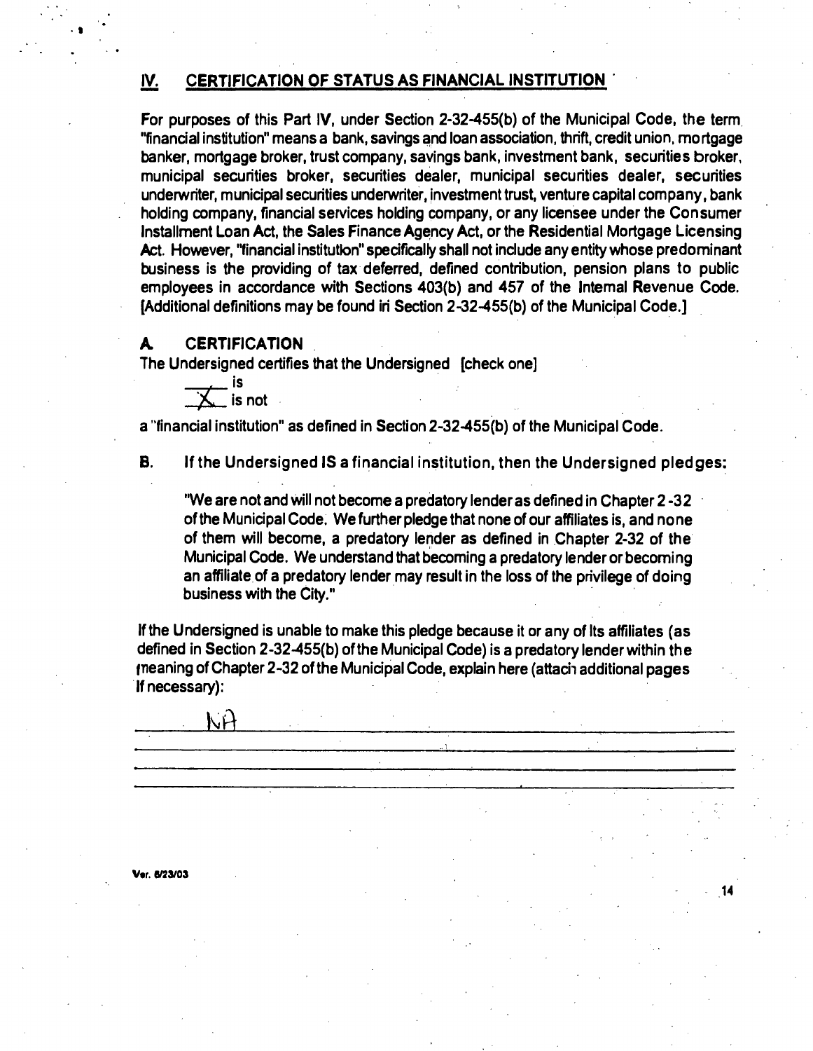## IV. CERTIFICATION OF STATUS AS FINANCIAL INSTITUTION

For purposes of this Part IV, under Section 2-32-455(b) of the Municipal Code, the term "financial institution" means a bank, savings and loan association, thrift, credit union, mortgage banker, mortgage broker, trust company, savings bank, investment bank, securities broker, municipal securities broker, securities dealer, municipal securities dealer, securities underwriter, municipal securities underwriter, investment trust, venture capital company, bank holding company, financial services holding company, or any licensee under the Consumer Installment Loan Act, the Sales Finance Agency Act, or the Residential Mortgage Licensing Act. However, "financial institution" specifically shall not include any entity whose predominant business is the providing of tax deferred, defined contribution, pension plans to public employees in accordance with Sections 403(b) and 457 of the Internal Revenue Code. [Additional definitions may be found in Section 2-32-455(b) of the Municipal Code.]

### A. CERTIFICATION

The Undersigned certifies that the Undersigned [check one]

_____ is
__X__ is not

a "financial institution" as defined in Section 2-32-455(b) of the Municipal Code.

**B.** If the Undersigned IS a financial institution, then the Undersigned pledges:

> "We are not and will not become a predatory lender as defined in Chapter 2-32 of the Municipal Code. We further pledge that none of our affiliates is, and none of them will become, a predatory lender as defined in Chapter 2-32 of the Municipal Code. We understand that becoming a predatory lender or becoming an affiliate of a predatory lender may result in the loss of the privilege of doing business with the City."

If the Undersigned is unable to make this pledge because it or any of its affiliates (as defined in Section 2-32-455(b) of the Municipal Code) is a predatory lender within the meaning of Chapter 2-32 of the Municipal Code, explain here (attach additional pages if necessary):

NA
___________________________________________________________
___________________________________________________________
___________________________________________________________

Ver. 6/23/03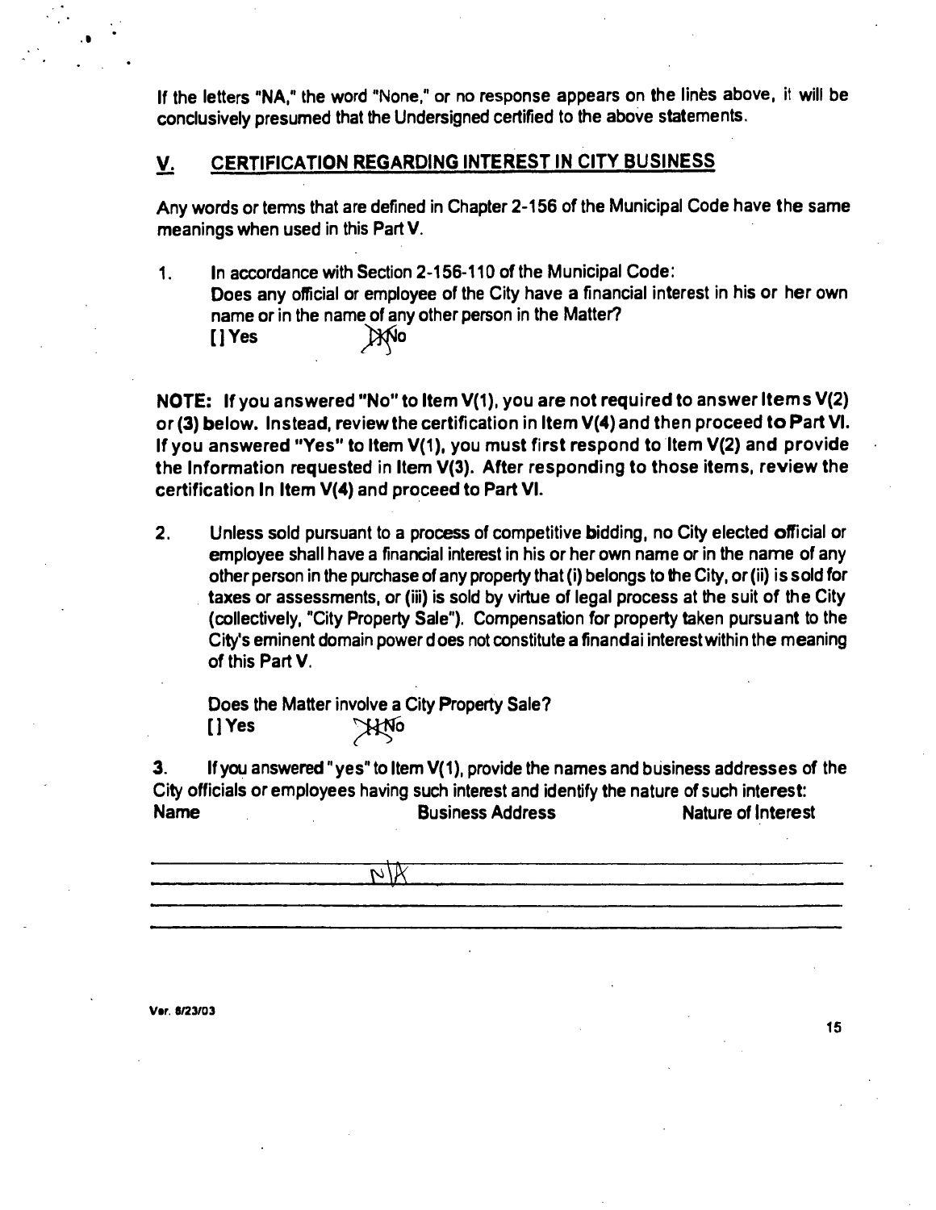If the letters "NA," the word "None," or no response appears on the lines above, it will be conclusively presumed that the Undersigned certified to the above statements.

## V. CERTIFICATION REGARDING INTEREST IN CITY BUSINESS

Any words or terms that are defined in Chapter 2-156 of the Municipal Code have the same meanings when used in this Part V.

1. In accordance with Section 2-156-110 of the Municipal Code:
   Does any official or employee of the City have a financial interest in his or her own name or in the name of any other person in the Matter?
   [ ] Yes     [X] No

**NOTE: If you answered "No" to Item V(1), you are not required to answer Items V(2) or (3) below. Instead, review the certification in Item V(4) and then proceed to Part VI. If you answered "Yes" to Item V(1), you must first respond to Item V(2) and provide the Information requested in Item V(3). After responding to those items, review the certification In Item V(4) and proceed to Part VI.**

2. Unless sold pursuant to a process of competitive bidding, no City elected official or employee shall have a financial interest in his or her own name or in the name of any other person in the purchase of any property that (i) belongs to the City, or (ii) is sold for taxes or assessments, or (iii) is sold by virtue of legal process at the suit of the City (collectively, "City Property Sale"). Compensation for property taken pursuant to the City's eminent domain power does not constitute a financial interest within the meaning of this Part V.

   Does the Matter involve a City Property Sale?
   [ ] Yes     [X] No

3. If you answered "yes" to Item V(1), provide the names and business addresses of the City officials or employees having such interest and identify the nature of such interest:

| Name | Business Address | Nature of Interest |
| --- | --- | --- |
| N/A | | |

Ver. 8/23/03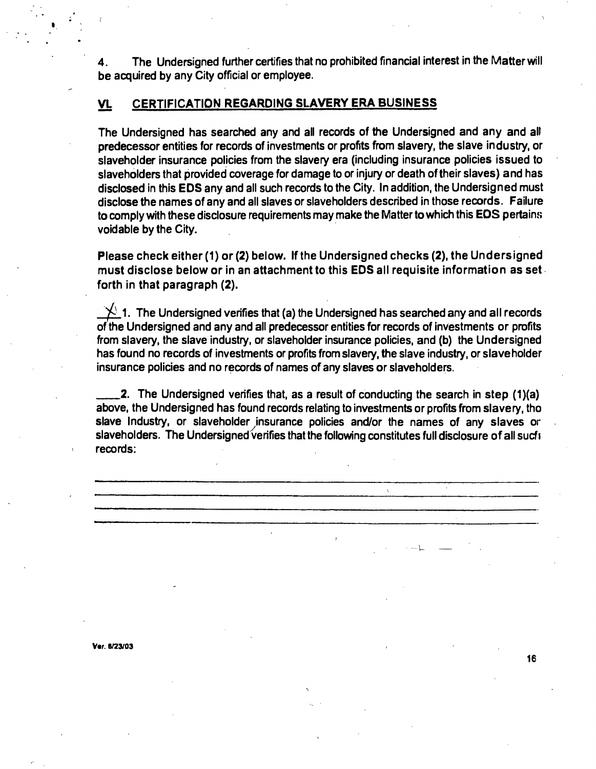4. The Undersigned further certifies that no prohibited financial interest in the Matter will be acquired by any City official or employee.

## VI. CERTIFICATION REGARDING SLAVERY ERA BUSINESS

The Undersigned has searched any and all records of the Undersigned and any and all predecessor entities for records of investments or profits from slavery, the slave industry, or slaveholder insurance policies from the slavery era (including insurance policies issued to slaveholders that provided coverage for damage to or injury or death of their slaves) and has disclosed in this EDS any and all such records to the City. In addition, the Undersigned must disclose the names of any and all slaves or slaveholders described in those records. Failure to comply with these disclosure requirements may make the Matter to which this EDS pertains voidable by the City.

**Please check either (1) or (2) below. If the Undersigned checks (2), the Undersigned must disclose below or in an attachment to this EDS all requisite information as set forth in that paragraph (2).**

X 1. The Undersigned verifies that (a) the Undersigned has searched any and all records of the Undersigned and any and all predecessor entities for records of investments or profits from slavery, the slave industry, or slaveholder insurance policies, and (b) the Undersigned has found no records of investments or profits from slavery, the slave industry, or slaveholder insurance policies and no records of names of any slaves or slaveholders.

____ 2. The Undersigned verifies that, as a result of conducting the search in step (1)(a) above, the Undersigned has found records relating to investments or profits from slavery, the slave Industry, or slaveholder insurance policies and/or the names of any slaves or slaveholders. The Undersigned verifies that the following constitutes full disclosure of all such records:

______________________________________________________________________

______________________________________________________________________

______________________________________________________________________

______________________________________________________________________

Ver. 6/23/03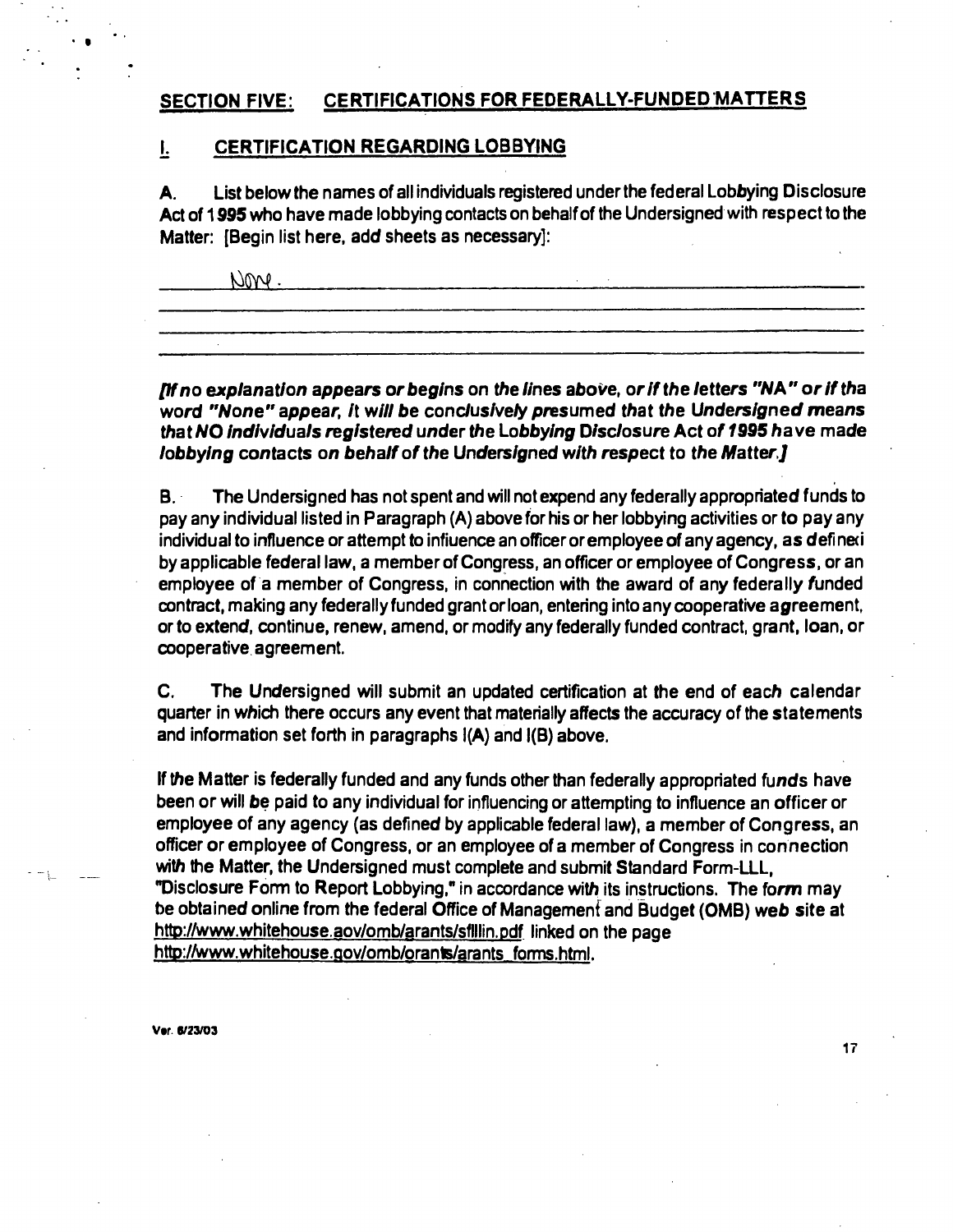## SECTION FIVE: CERTIFICATIONS FOR FEDERALLY-FUNDED MATTERS

### I. CERTIFICATION REGARDING LOBBYING

**A.** List below the names of all individuals registered under the federal Lobbying Disclosure Act of 1995 who have made lobbying contacts on behalf of the Undersigned with respect to the Matter: [Begin list here, add sheets as necessary]:

None.

***[If no explanation appears or begins on the lines above, or if the letters "NA" or if the word "None" appear, it will be conclusively presumed that the Undersigned means that NO individuals registered under the Lobbying Disclosure Act of 1995 have made lobbying contacts on behalf of the Undersigned with respect to the Matter.]***

**B.** The Undersigned has not spent and will not expend any federally appropriated funds to pay any individual listed in Paragraph (A) above for his or her lobbying activities or to pay any individual to influence or attempt to influence an officer or employee of any agency, as defined by applicable federal law, a member of Congress, an officer or employee of Congress, or an employee of a member of Congress, in connection with the award of any federally funded contract, making any federally funded grant or loan, entering into any cooperative agreement, or to extend, continue, renew, amend, or modify any federally funded contract, grant, loan, or cooperative agreement.

**C.** The Undersigned will submit an updated certification at the end of each calendar quarter in which there occurs any event that materially affects the accuracy of the statements and information set forth in paragraphs I(A) and I(B) above.

If the Matter is federally funded and any funds other than federally appropriated funds have been or will be paid to any individual for influencing or attempting to influence an officer or employee of any agency (as defined by applicable federal law), a member of Congress, an officer or employee of Congress, or an employee of a member of Congress in connection with the Matter, the Undersigned must complete and submit Standard Form-LLL, "Disclosure Form to Report Lobbying," in accordance with its instructions. The form may be obtained online from the federal Office of Management and Budget (OMB) web site at http://www.whitehouse.gov/omb/grants/sflllin.pdf linked on the page http://www.whitehouse.gov/omb/grants/grants_forms.html.

Ver. 6/23/03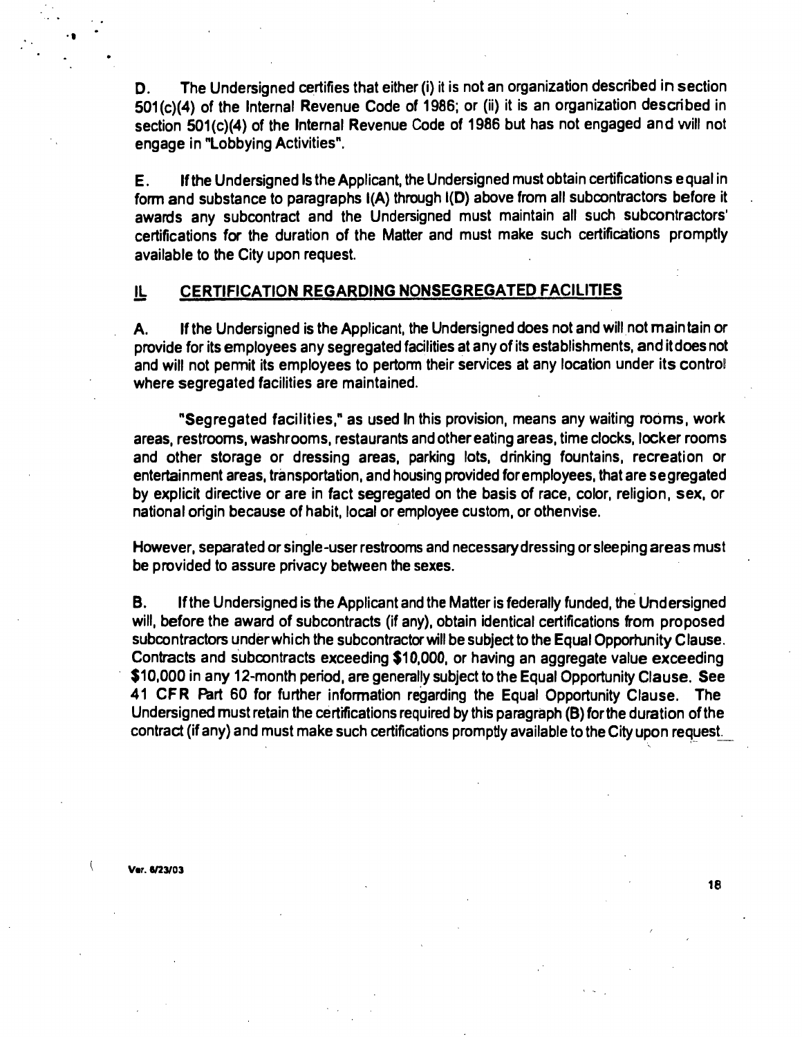D. The Undersigned certifies that either (i) it is not an organization described in section 501(c)(4) of the Internal Revenue Code of 1986; or (ii) it is an organization described in section 501(c)(4) of the Internal Revenue Code of 1986 but has not engaged and will not engage in "Lobbying Activities".

E. If the Undersigned Is the Applicant, the Undersigned must obtain certifications equal in form and substance to paragraphs I(A) through I(D) above from all subcontractors before it awards any subcontract and the Undersigned must maintain all such subcontractors' certifications for the duration of the Matter and must make such certifications promptly available to the City upon request.

## II. CERTIFICATION REGARDING NONSEGREGATED FACILITIES

A. If the Undersigned is the Applicant, the Undersigned does not and will not maintain or provide for its employees any segregated facilities at any of its establishments, and it does not and will not permit its employees to perform their services at any location under its control where segregated facilities are maintained.

"Segregated facilities," as used In this provision, means any waiting rooms, work areas, restrooms, washrooms, restaurants and other eating areas, time clocks, locker rooms and other storage or dressing areas, parking lots, drinking fountains, recreation or entertainment areas, transportation, and housing provided for employees, that are segregated by explicit directive or are in fact segregated on the basis of race, color, religion, sex, or national origin because of habit, local or employee custom, or otherwise.

However, separated or single-user restrooms and necessary dressing or sleeping areas must be provided to assure privacy between the sexes.

B. If the Undersigned is the Applicant and the Matter is federally funded, the Undersigned will, before the award of subcontracts (if any), obtain identical certifications from proposed subcontractors under which the subcontractor will be subject to the Equal Opportunity Clause. Contracts and subcontracts exceeding $10,000, or having an aggregate value exceeding $10,000 in any 12-month period, are generally subject to the Equal Opportunity Clause. See 41 CFR Part 60 for further information regarding the Equal Opportunity Clause. The Undersigned must retain the certifications required by this paragraph (B) for the duration of the contract (if any) and must make such certifications promptly available to the City upon request.

Ver. 6/23/03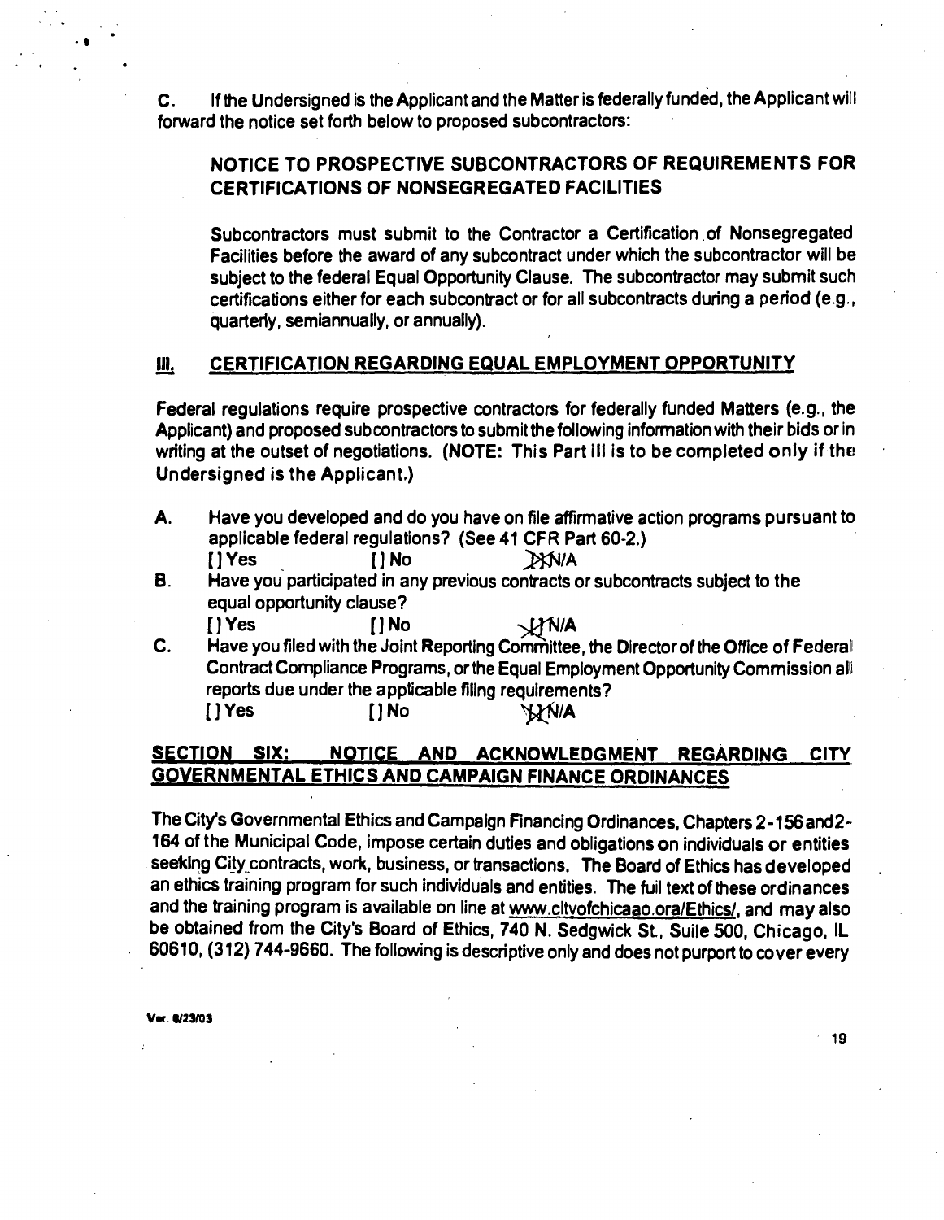C. If the Undersigned is the Applicant and the Matter is federally funded, the Applicant will forward the notice set forth below to proposed subcontractors:

> **NOTICE TO PROSPECTIVE SUBCONTRACTORS OF REQUIREMENTS FOR CERTIFICATIONS OF NONSEGREGATED FACILITIES**
>
> Subcontractors must submit to the Contractor a Certification of Nonsegregated Facilities before the award of any subcontract under which the subcontractor will be subject to the federal Equal Opportunity Clause. The subcontractor may submit such certifications either for each subcontract or for all subcontracts during a period (e.g., quarterly, semiannually, or annually).

## III. CERTIFICATION REGARDING EQUAL EMPLOYMENT OPPORTUNITY

Federal regulations require prospective contractors for federally funded Matters (e.g., the Applicant) and proposed subcontractors to submit the following information with their bids or in writing at the outset of negotiations. (**NOTE: This Part III is to be completed only if the Undersigned is the Applicant.**)

A. Have you developed and do you have on file affirmative action programs pursuant to applicable federal regulations? (See 41 CFR Part 60-2.)
[ ] Yes [ ] No [X] N/A

B. Have you participated in any previous contracts or subcontracts subject to the equal opportunity clause?
[ ] Yes [ ] No [X] N/A

C. Have you filed with the Joint Reporting Committee, the Director of the Office of Federal Contract Compliance Programs, or the Equal Employment Opportunity Commission all reports due under the applicable filing requirements?
[ ] Yes [ ] No [X] N/A

## SECTION SIX: NOTICE AND ACKNOWLEDGMENT REGARDING CITY GOVERNMENTAL ETHICS AND CAMPAIGN FINANCE ORDINANCES

The City's Governmental Ethics and Campaign Financing Ordinances, Chapters 2-156 and 2-164 of the Municipal Code, impose certain duties and obligations on individuals or entities seeking City contracts, work, business, or transactions. The Board of Ethics has developed an ethics training program for such individuals and entities. The full text of these ordinances and the training program is available on line at www.cityofchicago.org/Ethics/, and may also be obtained from the City's Board of Ethics, 740 N. Sedgwick St., Suite 500, Chicago, IL 60610, (312) 744-9660. The following is descriptive only and does not purport to cover every

Ver. 6/23/03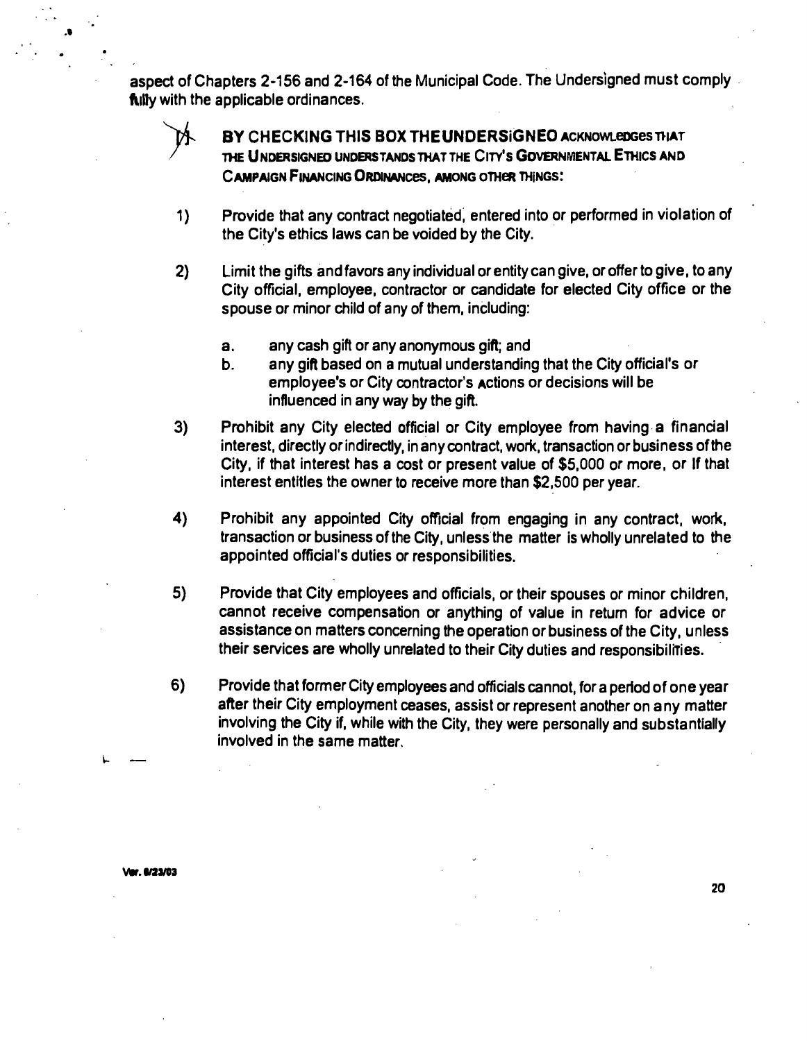aspect of Chapters 2-156 and 2-164 of the Municipal Code. The Undersigned must comply fully with the applicable ordinances.

☒ **BY CHECKING THIS BOX THE UNDERSIGNED ACKNOWLEDGES THAT THE UNDERSIGNED UNDERSTANDS THAT THE CITY'S GOVERNMENTAL ETHICS AND CAMPAIGN FINANCING ORDINANCES, AMONG OTHER THINGS:**

1) Provide that any contract negotiated, entered into or performed in violation of the City's ethics laws can be voided by the City.

2) Limit the gifts and favors any individual or entity can give, or offer to give, to any City official, employee, contractor or candidate for elected City office or the spouse or minor child of any of them, including:

   a. any cash gift or any anonymous gift; and
   b. any gift based on a mutual understanding that the City official's or employee's or City contractor's actions or decisions will be influenced in any way by the gift.

3) Prohibit any City elected official or City employee from having a financial interest, directly or indirectly, in any contract, work, transaction or business of the City, if that interest has a cost or present value of $5,000 or more, or If that interest entitles the owner to receive more than $2,500 per year.

4) Prohibit any appointed City official from engaging in any contract, work, transaction or business of the City, unless the matter is wholly unrelated to the appointed official's duties or responsibilities.

5) Provide that City employees and officials, or their spouses or minor children, cannot receive compensation or anything of value in return for advice or assistance on matters concerning the operation or business of the City, unless their services are wholly unrelated to their City duties and responsibilities.

6) Provide that former City employees and officials cannot, for a period of one year after their City employment ceases, assist or represent another on any matter involving the City if, while with the City, they were personally and substantially involved in the same matter.

Ver. 8/23/03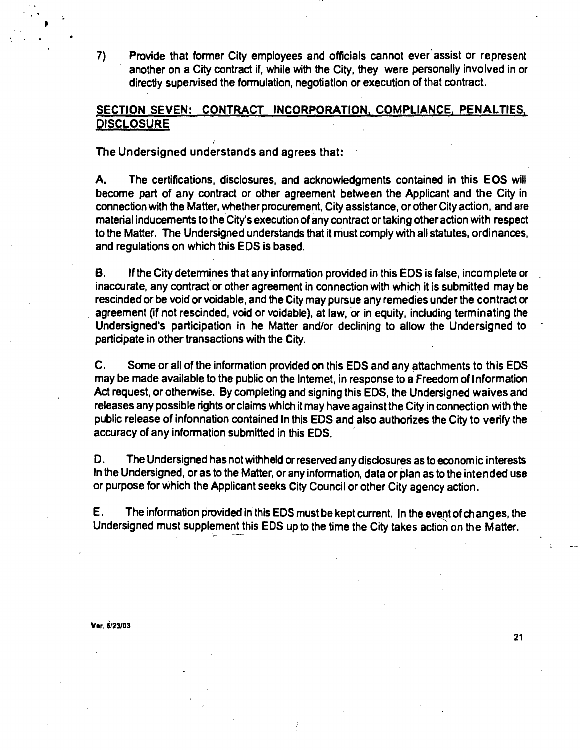7) Provide that former City employees and officials cannot ever assist or represent another on a City contract if, while with the City, they were personally involved in or directly supervised the formulation, negotiation or execution of that contract.

## SECTION SEVEN: CONTRACT INCORPORATION, COMPLIANCE, PENALTIES, DISCLOSURE

The Undersigned understands and agrees that:

**A.** The certifications, disclosures, and acknowledgments contained in this EOS will become part of any contract or other agreement between the Applicant and the City in connection with the Matter, whether procurement, City assistance, or other City action, and are material inducements to the City's execution of any contract or taking other action with respect to the Matter. The Undersigned understands that it must comply with all statutes, ordinances, and regulations on which this EDS is based.

**B.** If the City determines that any information provided in this EDS is false, incomplete or inaccurate, any contract or other agreement in connection with which it is submitted may be rescinded or be void or voidable, and the City may pursue any remedies under the contract or agreement (if not rescinded, void or voidable), at law, or in equity, including terminating the Undersigned's participation in he Matter and/or declining to allow the Undersigned to participate in other transactions with the City.

**C.** Some or all of the information provided on this EDS and any attachments to this EDS may be made available to the public on the Internet, in response to a Freedom of Information Act request, or otherwise. By completing and signing this EDS, the Undersigned waives and releases any possible rights or claims which it may have against the City in connection with the public release of infonnation contained In this EDS and also authorizes the City to verify the accuracy of any information submitted in this EDS.

**D.** The Undersigned has not withheld or reserved any disclosures as to economic interests In the Undersigned, or as to the Matter, or any information, data or plan as to the intended use or purpose for which the Applicant seeks City Council or other City agency action.

**E.** The information provided in this EDS must be kept current. In the event of changes, the Undersigned must supplement this EDS up to the time the City takes action on the Matter.

Ver. 6/23/03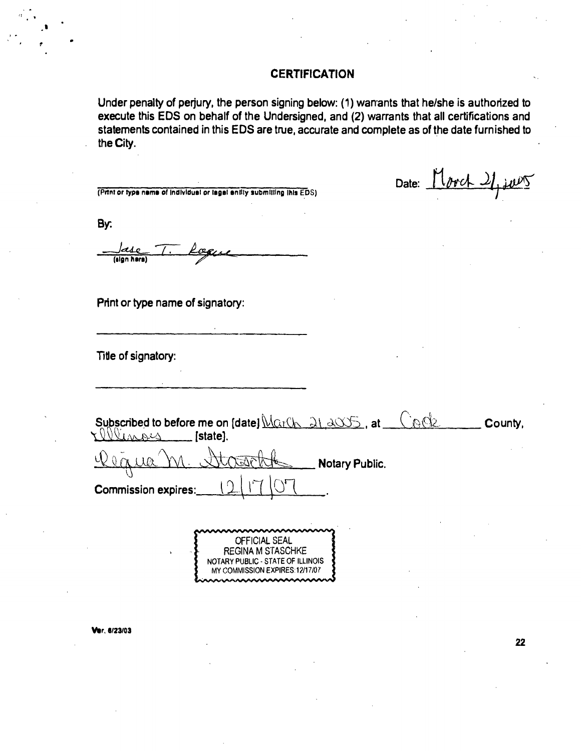## CERTIFICATION

Under penalty of perjury, the person signing below: (1) warrants that he/she is authorized to execute this EDS on behalf of the Undersigned, and (2) warrants that all certifications and statements contained in this EDS are true, accurate and complete as of the date furnished to the City.

______________________________
(Print or type name of individual or legal entity submitting this EDS)

Date: March 21, 2005

By:

Jase T. Rogue
(sign here)

Print or type name of signatory:

______________________________

Title of signatory:

______________________________

Subscribed to before me on [date] March 21 2005, at Cook County, Illinois [state].

Regina M. Staschke Notary Public.

Commission expires: 12/17/07.

OFFICIAL SEAL
REGINA M STASCHKE
NOTARY PUBLIC - STATE OF ILLINOIS
MY COMMISSION EXPIRES:12/17/07

Ver. 6/23/03